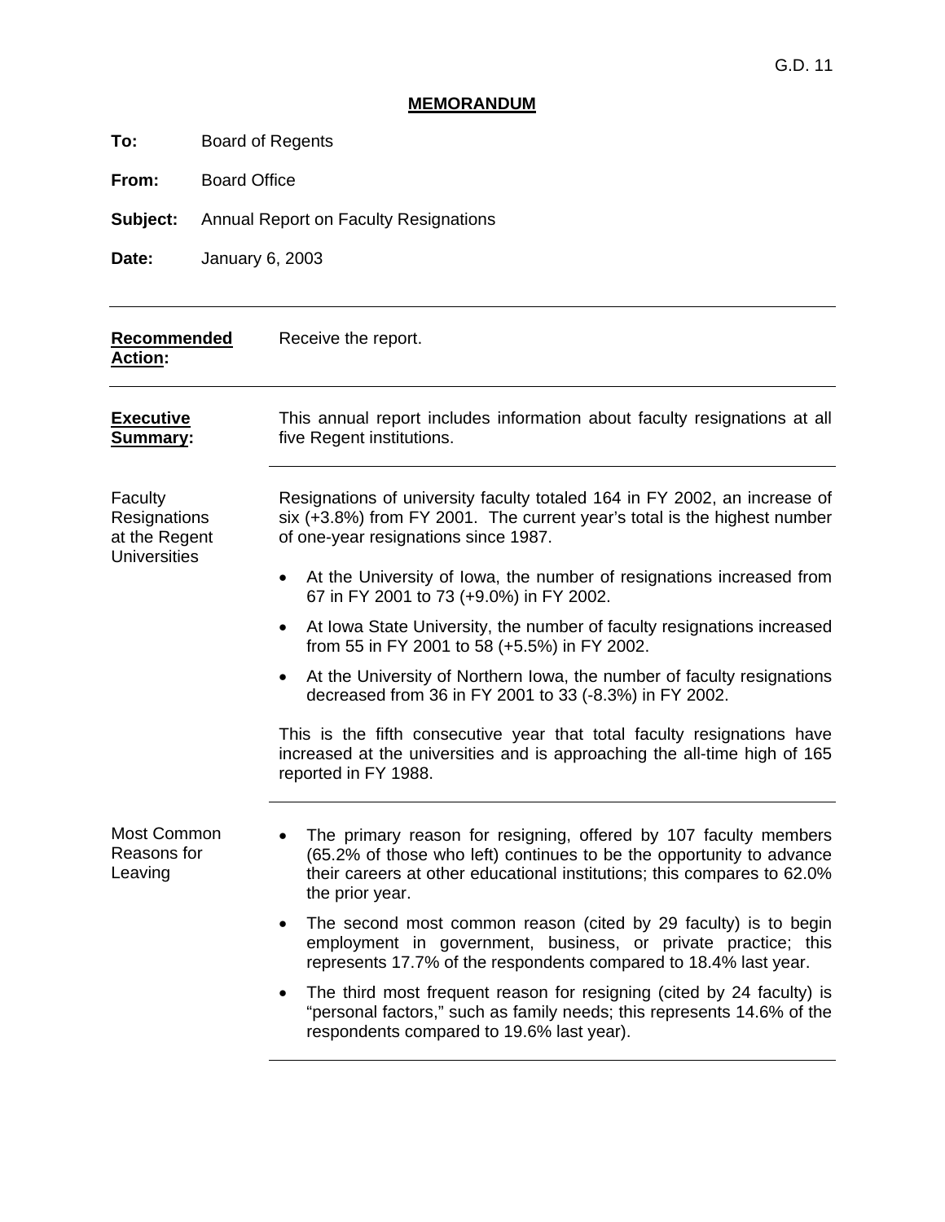G.D. 11

## MEMORANDUM

**To:** Board of Regents

**From:** Board Office

**Subject:** Annual Report on Faculty Resignations

**Date:** January 6, 2003

---

**Recommended Action:** Receive the report.

---

**Executive Summary:** This annual report includes information about faculty resignations at all five Regent institutions.

---

**Faculty Resignations at the Regent Universities**

Resignations of university faculty totaled 164 in FY 2002, an increase of six (+3.8%) from FY 2001. The current year's total is the highest number of one-year resignations since 1987.

- At the University of Iowa, the number of resignations increased from 67 in FY 2001 to 73 (+9.0%) in FY 2002.
- At Iowa State University, the number of faculty resignations increased from 55 in FY 2001 to 58 (+5.5%) in FY 2002.
- At the University of Northern Iowa, the number of faculty resignations decreased from 36 in FY 2001 to 33 (-8.3%) in FY 2002.

This is the fifth consecutive year that total faculty resignations have increased at the universities and is approaching the all-time high of 165 reported in FY 1988.

---

**Most Common Reasons for Leaving**

- The primary reason for resigning, offered by 107 faculty members (65.2% of those who left) continues to be the opportunity to advance their careers at other educational institutions; this compares to 62.0% the prior year.
- The second most common reason (cited by 29 faculty) is to begin employment in government, business, or private practice; this represents 17.7% of the respondents compared to 18.4% last year.
- The third most frequent reason for resigning (cited by 24 faculty) is "personal factors," such as family needs; this represents 14.6% of the respondents compared to 19.6% last year).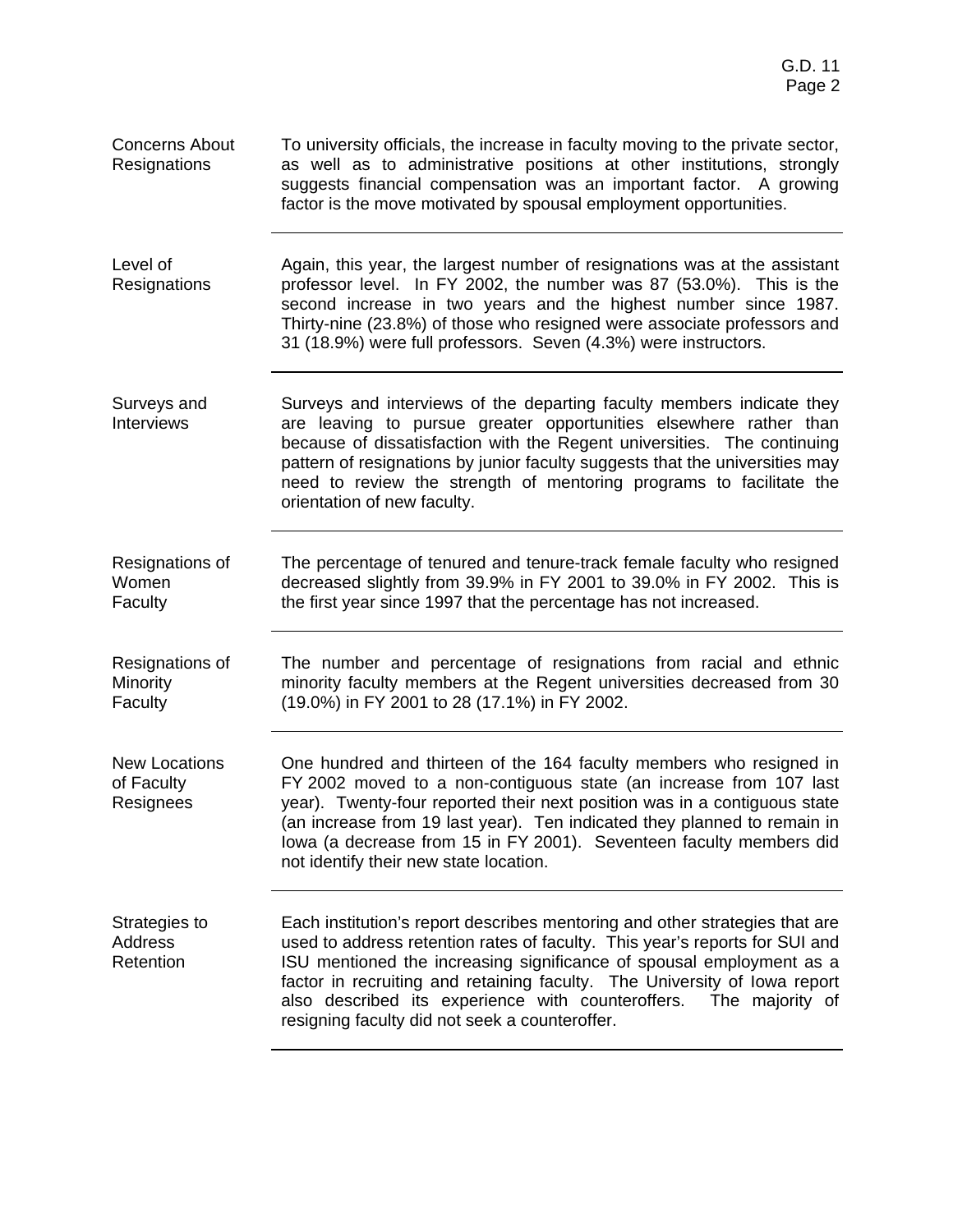**Concerns About Resignations**

To university officials, the increase in faculty moving to the private sector, as well as to administrative positions at other institutions, strongly suggests financial compensation was an important factor. A growing factor is the move motivated by spousal employment opportunities.

---

**Level of Resignations**

Again, this year, the largest number of resignations was at the assistant professor level. In FY 2002, the number was 87 (53.0%). This is the second increase in two years and the highest number since 1987. Thirty-nine (23.8%) of those who resigned were associate professors and 31 (18.9%) were full professors. Seven (4.3%) were instructors.

---

**Surveys and Interviews**

Surveys and interviews of the departing faculty members indicate they are leaving to pursue greater opportunities elsewhere rather than because of dissatisfaction with the Regent universities. The continuing pattern of resignations by junior faculty suggests that the universities may need to review the strength of mentoring programs to facilitate the orientation of new faculty.

---

**Resignations of Women Faculty**

The percentage of tenured and tenure-track female faculty who resigned decreased slightly from 39.9% in FY 2001 to 39.0% in FY 2002. This is the first year since 1997 that the percentage has not increased.

---

**Resignations of Minority Faculty**

The number and percentage of resignations from racial and ethnic minority faculty members at the Regent universities decreased from 30 (19.0%) in FY 2001 to 28 (17.1%) in FY 2002.

---

**New Locations of Faculty Resignees**

One hundred and thirteen of the 164 faculty members who resigned in FY 2002 moved to a non-contiguous state (an increase from 107 last year). Twenty-four reported their next position was in a contiguous state (an increase from 19 last year). Ten indicated they planned to remain in Iowa (a decrease from 15 in FY 2001). Seventeen faculty members did not identify their new state location.

---

**Strategies to Address Retention**

Each institution's report describes mentoring and other strategies that are used to address retention rates of faculty. This year's reports for SUI and ISU mentioned the increasing significance of spousal employment as a factor in recruiting and retaining faculty. The University of Iowa report also described its experience with counteroffers. The majority of resigning faculty did not seek a counteroffer.

---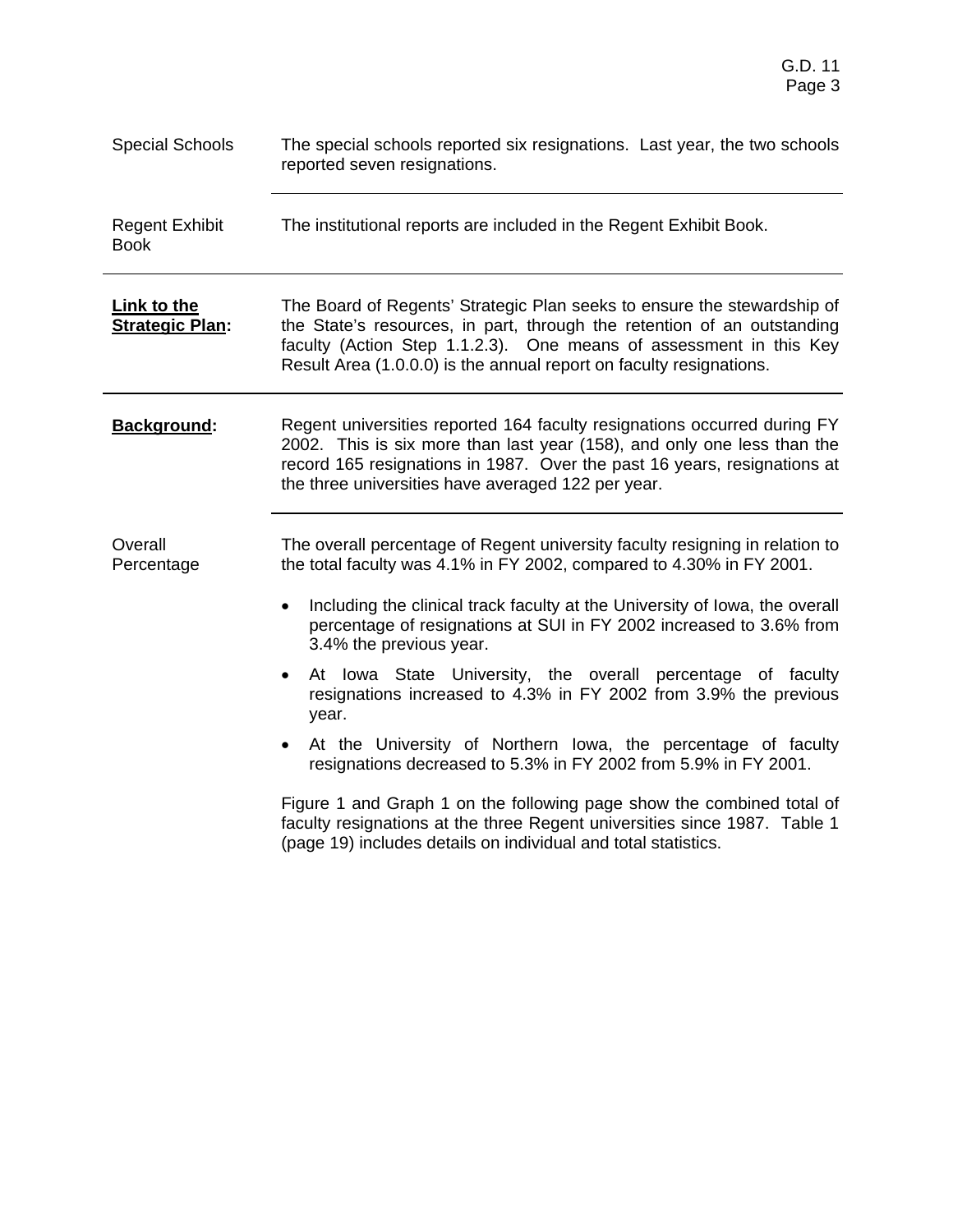**Special Schools**

The special schools reported six resignations. Last year, the two schools reported seven resignations.

---

**Regent Exhibit Book**

The institutional reports are included in the Regent Exhibit Book.

---

**Link to the Strategic Plan:**

The Board of Regents' Strategic Plan seeks to ensure the stewardship of the State's resources, in part, through the retention of an outstanding faculty (Action Step 1.1.2.3). One means of assessment in this Key Result Area (1.0.0.0) is the annual report on faculty resignations.

---

**Background:**

Regent universities reported 164 faculty resignations occurred during FY 2002. This is six more than last year (158), and only one less than the record 165 resignations in 1987. Over the past 16 years, resignations at the three universities have averaged 122 per year.

---

**Overall Percentage**

The overall percentage of Regent university faculty resigning in relation to the total faculty was 4.1% in FY 2002, compared to 4.30% in FY 2001.

- Including the clinical track faculty at the University of Iowa, the overall percentage of resignations at SUI in FY 2002 increased to 3.6% from 3.4% the previous year.
- At Iowa State University, the overall percentage of faculty resignations increased to 4.3% in FY 2002 from 3.9% the previous year.
- At the University of Northern Iowa, the percentage of faculty resignations decreased to 5.3% in FY 2002 from 5.9% in FY 2001.

Figure 1 and Graph 1 on the following page show the combined total of faculty resignations at the three Regent universities since 1987. Table 1 (page 19) includes details on individual and total statistics.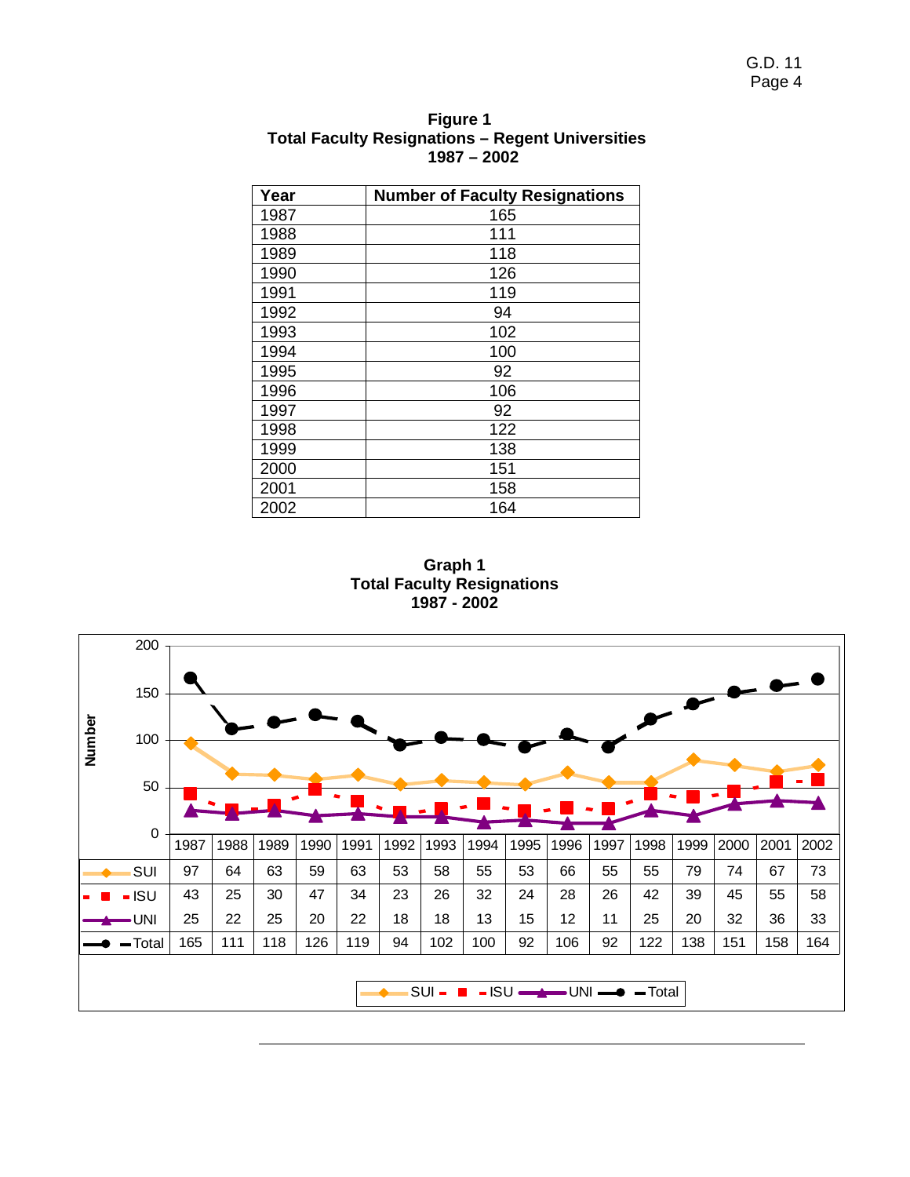**Figure 1**
**Total Faculty Resignations – Regent Universities**
**1987 – 2002**

| Year | Number of Faculty Resignations |
|---|---|
| 1987 | 165 |
| 1988 | 111 |
| 1989 | 118 |
| 1990 | 126 |
| 1991 | 119 |
| 1992 | 94 |
| 1993 | 102 |
| 1994 | 100 |
| 1995 | 92 |
| 1996 | 106 |
| 1997 | 92 |
| 1998 | 122 |
| 1999 | 138 |
| 2000 | 151 |
| 2001 | 158 |
| 2002 | 164 |

**Graph 1**
**Total Faculty Resignations**
**1987 - 2002**

| | 1987 | 1988 | 1989 | 1990 | 1991 | 1992 | 1993 | 1994 | 1995 | 1996 | 1997 | 1998 | 1999 | 2000 | 2001 | 2002 |
|---|---|---|---|---|---|---|---|---|---|---|---|---|---|---|---|---|
| SUI | 97 | 64 | 63 | 59 | 63 | 53 | 58 | 55 | 53 | 66 | 55 | 55 | 79 | 74 | 67 | 73 |
| ISU | 43 | 25 | 30 | 47 | 34 | 23 | 26 | 32 | 24 | 28 | 26 | 42 | 39 | 45 | 55 | 58 |
| UNI | 25 | 22 | 25 | 20 | 22 | 18 | 18 | 13 | 15 | 12 | 11 | 25 | 20 | 32 | 36 | 33 |
| Total | 165 | 111 | 118 | 126 | 119 | 94 | 102 | 100 | 92 | 106 | 92 | 122 | 138 | 151 | 158 | 164 |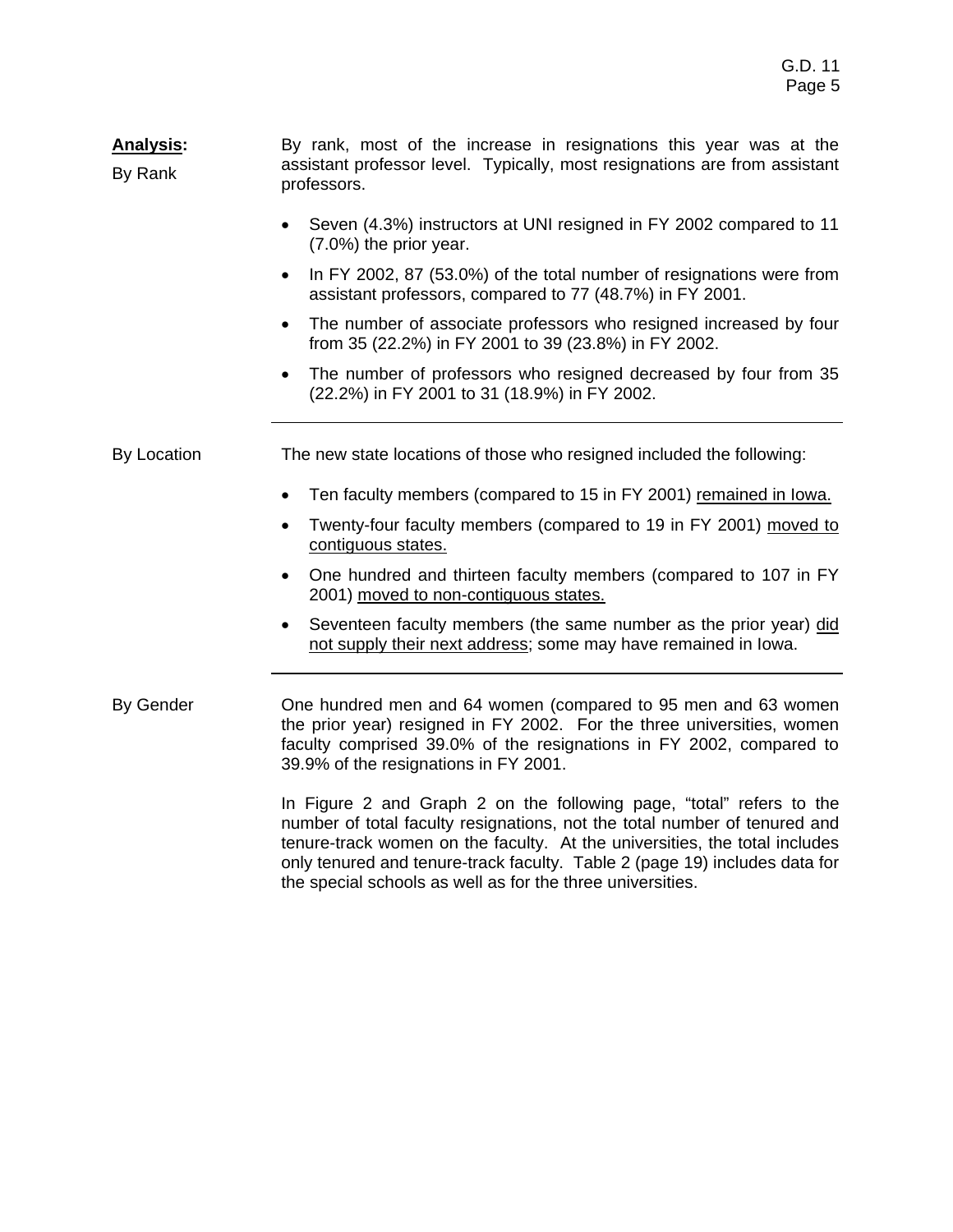**Analysis:**

By Rank

By rank, most of the increase in resignations this year was at the assistant professor level. Typically, most resignations are from assistant professors.

- Seven (4.3%) instructors at UNI resigned in FY 2002 compared to 11 (7.0%) the prior year.
- In FY 2002, 87 (53.0%) of the total number of resignations were from assistant professors, compared to 77 (48.7%) in FY 2001.
- The number of associate professors who resigned increased by four from 35 (22.2%) in FY 2001 to 39 (23.8%) in FY 2002.
- The number of professors who resigned decreased by four from 35 (22.2%) in FY 2001 to 31 (18.9%) in FY 2002.

---

By Location

The new state locations of those who resigned included the following:

- Ten faculty members (compared to 15 in FY 2001) <u>remained in Iowa.</u>
- Twenty-four faculty members (compared to 19 in FY 2001) <u>moved to contiguous states.</u>
- One hundred and thirteen faculty members (compared to 107 in FY 2001) <u>moved to non-contiguous states.</u>
- Seventeen faculty members (the same number as the prior year) <u>did not supply their next address</u>; some may have remained in Iowa.

---

By Gender

One hundred men and 64 women (compared to 95 men and 63 women the prior year) resigned in FY 2002. For the three universities, women faculty comprised 39.0% of the resignations in FY 2002, compared to 39.9% of the resignations in FY 2001.

In Figure 2 and Graph 2 on the following page, "total" refers to the number of total faculty resignations, not the total number of tenured and tenure-track women on the faculty. At the universities, the total includes only tenured and tenure-track faculty. Table 2 (page 19) includes data for the special schools as well as for the three universities.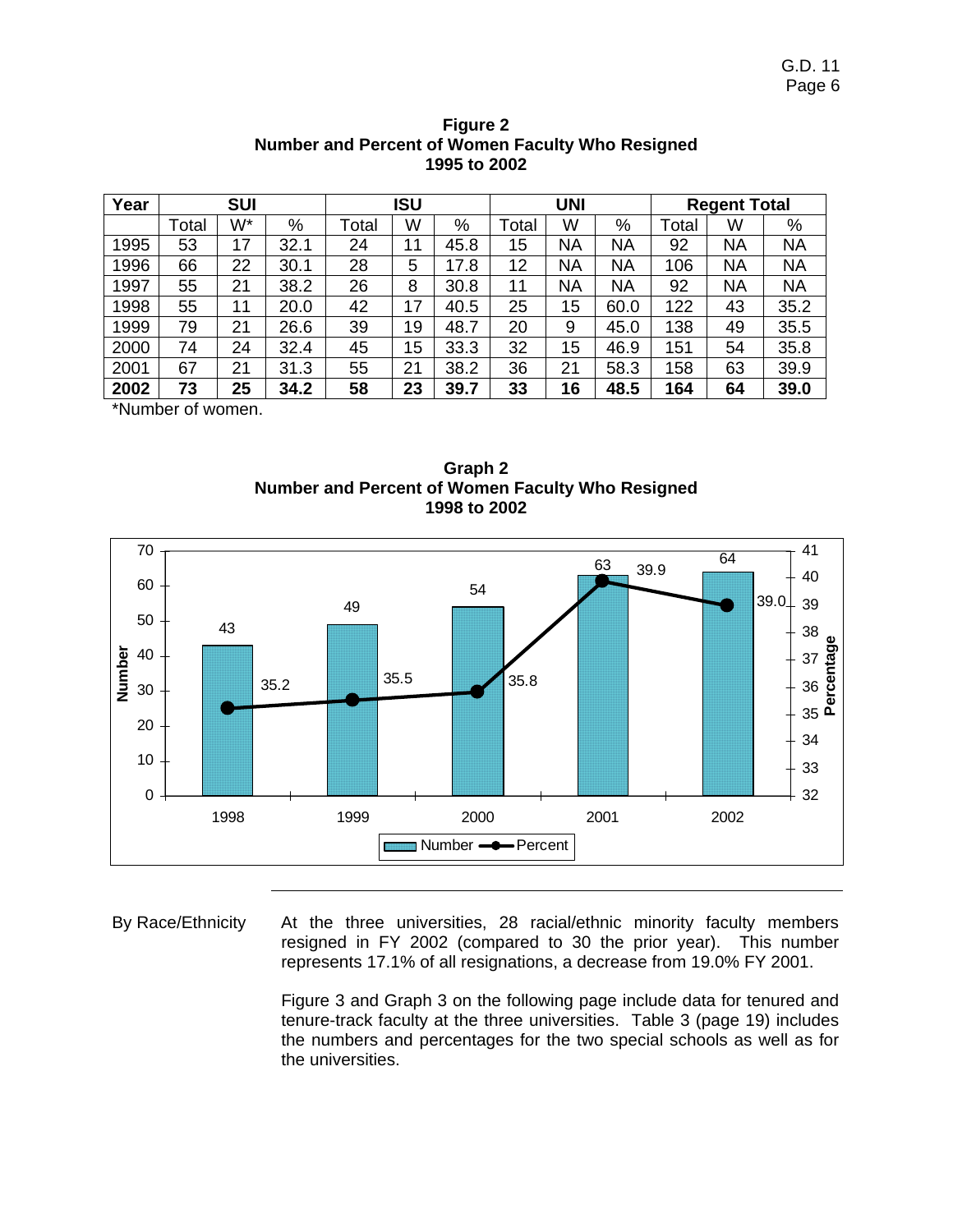**Figure 2**
**Number and Percent of Women Faculty Who Resigned**
**1995 to 2002**

| Year | SUI | | | ISU | | | UNI | | | Regent Total | | |
|---|---|---|---|---|---|---|---|---|---|---|---|---|
| | Total | W* | % | Total | W | % | Total | W | % | Total | W | % |
| 1995 | 53 | 17 | 32.1 | 24 | 11 | 45.8 | 15 | NA | NA | 92 | NA | NA |
| 1996 | 66 | 22 | 30.1 | 28 | 5 | 17.8 | 12 | NA | NA | 106 | NA | NA |
| 1997 | 55 | 21 | 38.2 | 26 | 8 | 30.8 | 11 | NA | NA | 92 | NA | NA |
| 1998 | 55 | 11 | 20.0 | 42 | 17 | 40.5 | 25 | 15 | 60.0 | 122 | 43 | 35.2 |
| 1999 | 79 | 21 | 26.6 | 39 | 19 | 48.7 | 20 | 9 | 45.0 | 138 | 49 | 35.5 |
| 2000 | 74 | 24 | 32.4 | 45 | 15 | 33.3 | 32 | 15 | 46.9 | 151 | 54 | 35.8 |
| 2001 | 67 | 21 | 31.3 | 55 | 21 | 38.2 | 36 | 21 | 58.3 | 158 | 63 | 39.9 |
| **2002** | **73** | **25** | **34.2** | **58** | **23** | **39.7** | **33** | **16** | **48.5** | **164** | **64** | **39.0** |

*Number of women.

**Graph 2**
**Number and Percent of Women Faculty Who Resigned**
**1998 to 2002**

| Year | Number | Percent |
|---|---|---|
| 1998 | 43 | 35.2 |
| 1999 | 49 | 35.5 |
| 2000 | 54 | 35.8 |
| 2001 | 63 | 39.9 |
| 2002 | 64 | 39.0 |

---

By Race/Ethnicity

At the three universities, 28 racial/ethnic minority faculty members resigned in FY 2002 (compared to 30 the prior year). This number represents 17.1% of all resignations, a decrease from 19.0% FY 2001.

Figure 3 and Graph 3 on the following page include data for tenured and tenure-track faculty at the three universities. Table 3 (page 19) includes the numbers and percentages for the two special schools as well as for the universities.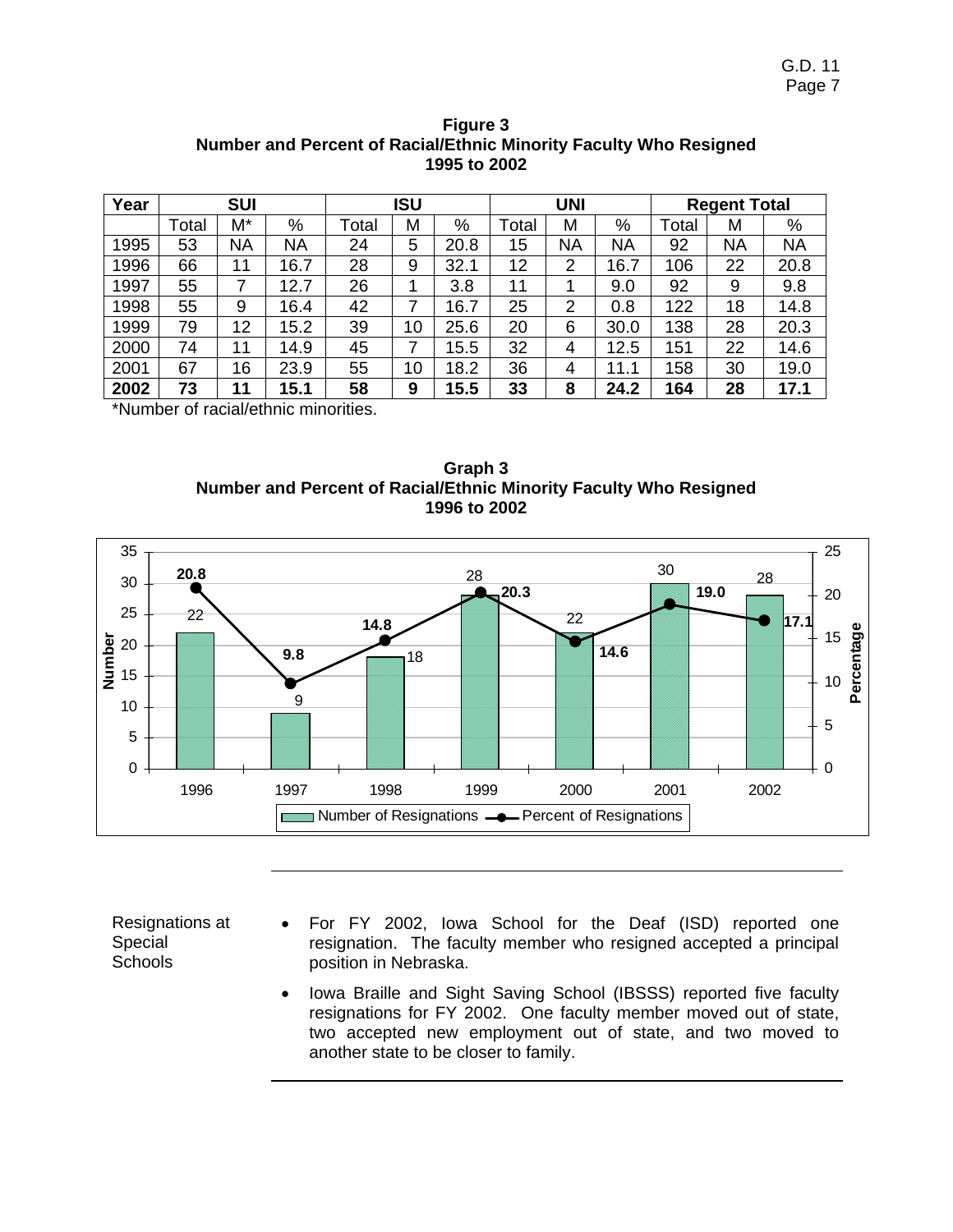**Figure 3**
**Number and Percent of Racial/Ethnic Minority Faculty Who Resigned**
**1995 to 2002**

| Year | SUI | | | ISU | | | UNI | | | Regent Total | | |
|---|---|---|---|---|---|---|---|---|---|---|---|---|
| | Total | M* | % | Total | M | % | Total | M | % | Total | M | % |
| 1995 | 53 | NA | NA | 24 | 5 | 20.8 | 15 | NA | NA | 92 | NA | NA |
| 1996 | 66 | 11 | 16.7 | 28 | 9 | 32.1 | 12 | 2 | 16.7 | 106 | 22 | 20.8 |
| 1997 | 55 | 7 | 12.7 | 26 | 1 | 3.8 | 11 | 1 | 9.0 | 92 | 9 | 9.8 |
| 1998 | 55 | 9 | 16.4 | 42 | 7 | 16.7 | 25 | 2 | 0.8 | 122 | 18 | 14.8 |
| 1999 | 79 | 12 | 15.2 | 39 | 10 | 25.6 | 20 | 6 | 30.0 | 138 | 28 | 20.3 |
| 2000 | 74 | 11 | 14.9 | 45 | 7 | 15.5 | 32 | 4 | 12.5 | 151 | 22 | 14.6 |
| 2001 | 67 | 16 | 23.9 | 55 | 10 | 18.2 | 36 | 4 | 11.1 | 158 | 30 | 19.0 |
| **2002** | **73** | **11** | **15.1** | **58** | **9** | **15.5** | **33** | **8** | **24.2** | **164** | **28** | **17.1** |

*Number of racial/ethnic minorities.

**Graph 3**
**Number and Percent of Racial/Ethnic Minority Faculty Who Resigned**
**1996 to 2002**

| Year | Number of Resignations | Percent of Resignations |
|---|---|---|
| 1996 | 22 | 20.8 |
| 1997 | 9 | 9.8 |
| 1998 | 18 | 14.8 |
| 1999 | 28 | 20.3 |
| 2000 | 22 | 14.6 |
| 2001 | 30 | 19.0 |
| 2002 | 28 | 17.1 |

Resignations at Special Schools

- For FY 2002, Iowa School for the Deaf (ISD) reported one resignation. The faculty member who resigned accepted a principal position in Nebraska.
- Iowa Braille and Sight Saving School (IBSSS) reported five faculty resignations for FY 2002. One faculty member moved out of state, two accepted new employment out of state, and two moved to another state to be closer to family.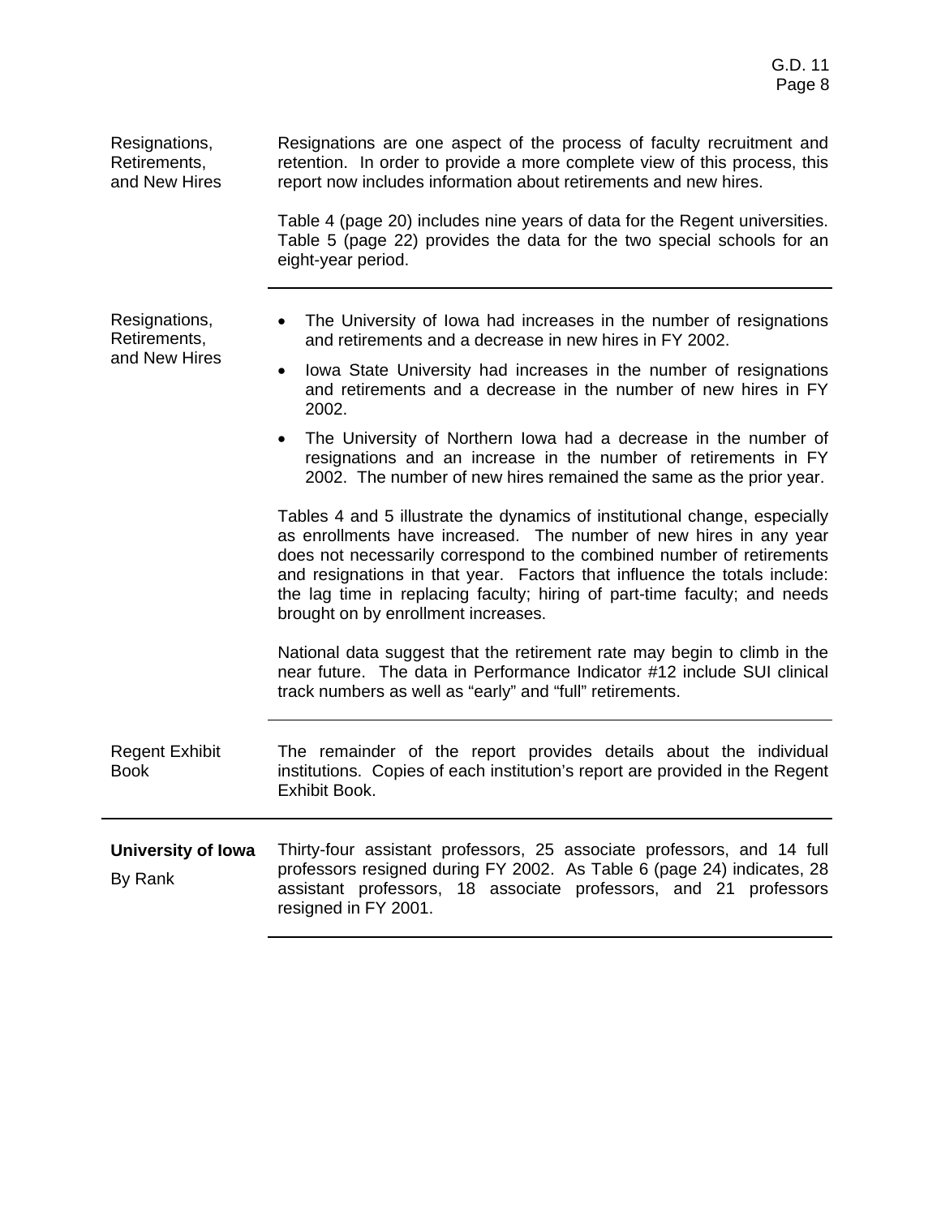**Resignations, Retirements, and New Hires**

Resignations are one aspect of the process of faculty recruitment and retention. In order to provide a more complete view of this process, this report now includes information about retirements and new hires.

Table 4 (page 20) includes nine years of data for the Regent universities. Table 5 (page 22) provides the data for the two special schools for an eight-year period.

---

**Resignations, Retirements, and New Hires**

- The University of Iowa had increases in the number of resignations and retirements and a decrease in new hires in FY 2002.
- Iowa State University had increases in the number of resignations and retirements and a decrease in the number of new hires in FY 2002.
- The University of Northern Iowa had a decrease in the number of resignations and an increase in the number of retirements in FY 2002. The number of new hires remained the same as the prior year.

Tables 4 and 5 illustrate the dynamics of institutional change, especially as enrollments have increased. The number of new hires in any year does not necessarily correspond to the combined number of retirements and resignations in that year. Factors that influence the totals include: the lag time in replacing faculty; hiring of part-time faculty; and needs brought on by enrollment increases.

National data suggest that the retirement rate may begin to climb in the near future. The data in Performance Indicator #12 include SUI clinical track numbers as well as "early" and "full" retirements.

---

**Regent Exhibit Book**

The remainder of the report provides details about the individual institutions. Copies of each institution's report are provided in the Regent Exhibit Book.

---

## University of Iowa

**By Rank**

Thirty-four assistant professors, 25 associate professors, and 14 full professors resigned during FY 2002. As Table 6 (page 24) indicates, 28 assistant professors, 18 associate professors, and 21 professors resigned in FY 2001.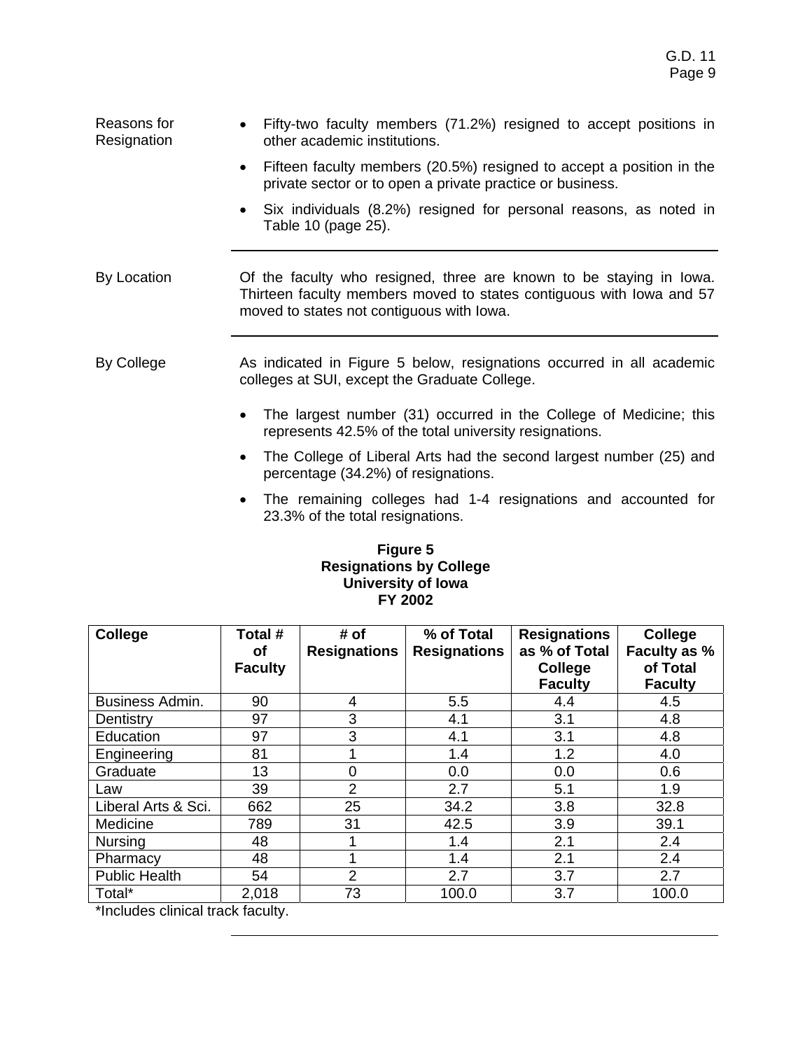Reasons for Resignation

- Fifty-two faculty members (71.2%) resigned to accept positions in other academic institutions.
- Fifteen faculty members (20.5%) resigned to accept a position in the private sector or to open a private practice or business.
- Six individuals (8.2%) resigned for personal reasons, as noted in Table 10 (page 25).

---

By Location

Of the faculty who resigned, three are known to be staying in Iowa. Thirteen faculty members moved to states contiguous with Iowa and 57 moved to states not contiguous with Iowa.

---

By College

As indicated in Figure 5 below, resignations occurred in all academic colleges at SUI, except the Graduate College.

- The largest number (31) occurred in the College of Medicine; this represents 42.5% of the total university resignations.
- The College of Liberal Arts had the second largest number (25) and percentage (34.2%) of resignations.
- The remaining colleges had 1-4 resignations and accounted for 23.3% of the total resignations.

**Figure 5**
**Resignations by College**
**University of Iowa**
**FY 2002**

| College | Total # of Faculty | # of Resignations | % of Total Resignations | Resignations as % of Total College Faculty | College Faculty as % of Total Faculty |
|---|---|---|---|---|---|
| Business Admin. | 90 | 4 | 5.5 | 4.4 | 4.5 |
| Dentistry | 97 | 3 | 4.1 | 3.1 | 4.8 |
| Education | 97 | 3 | 4.1 | 3.1 | 4.8 |
| Engineering | 81 | 1 | 1.4 | 1.2 | 4.0 |
| Graduate | 13 | 0 | 0.0 | 0.0 | 0.6 |
| Law | 39 | 2 | 2.7 | 5.1 | 1.9 |
| Liberal Arts & Sci. | 662 | 25 | 34.2 | 3.8 | 32.8 |
| Medicine | 789 | 31 | 42.5 | 3.9 | 39.1 |
| Nursing | 48 | 1 | 1.4 | 2.1 | 2.4 |
| Pharmacy | 48 | 1 | 1.4 | 2.1 | 2.4 |
| Public Health | 54 | 2 | 2.7 | 3.7 | 2.7 |
| Total* | 2,018 | 73 | 100.0 | 3.7 | 100.0 |

*Includes clinical track faculty.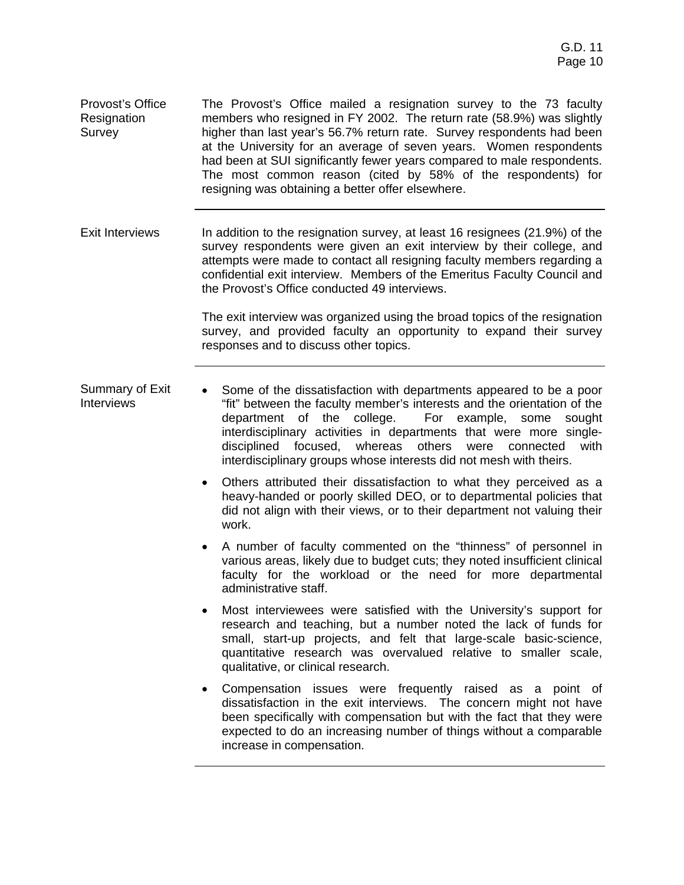### Provost's Office Resignation Survey

The Provost's Office mailed a resignation survey to the 73 faculty members who resigned in FY 2002. The return rate (58.9%) was slightly higher than last year's 56.7% return rate. Survey respondents had been at the University for an average of seven years. Women respondents had been at SUI significantly fewer years compared to male respondents. The most common reason (cited by 58% of the respondents) for resigning was obtaining a better offer elsewhere.

---

### Exit Interviews

In addition to the resignation survey, at least 16 resignees (21.9%) of the survey respondents were given an exit interview by their college, and attempts were made to contact all resigning faculty members regarding a confidential exit interview. Members of the Emeritus Faculty Council and the Provost's Office conducted 49 interviews.

The exit interview was organized using the broad topics of the resignation survey, and provided faculty an opportunity to expand their survey responses and to discuss other topics.

---

### Summary of Exit Interviews

- Some of the dissatisfaction with departments appeared to be a poor "fit" between the faculty member's interests and the orientation of the department of the college. For example, some sought interdisciplinary activities in departments that were more single-disciplined focused, whereas others were connected with interdisciplinary groups whose interests did not mesh with theirs.
- Others attributed their dissatisfaction to what they perceived as a heavy-handed or poorly skilled DEO, or to departmental policies that did not align with their views, or to their department not valuing their work.
- A number of faculty commented on the "thinness" of personnel in various areas, likely due to budget cuts; they noted insufficient clinical faculty for the workload or the need for more departmental administrative staff.
- Most interviewees were satisfied with the University's support for research and teaching, but a number noted the lack of funds for small, start-up projects, and felt that large-scale basic-science, quantitative research was overvalued relative to smaller scale, qualitative, or clinical research.
- Compensation issues were frequently raised as a point of dissatisfaction in the exit interviews. The concern might not have been specifically with compensation but with the fact that they were expected to do an increasing number of things without a comparable increase in compensation.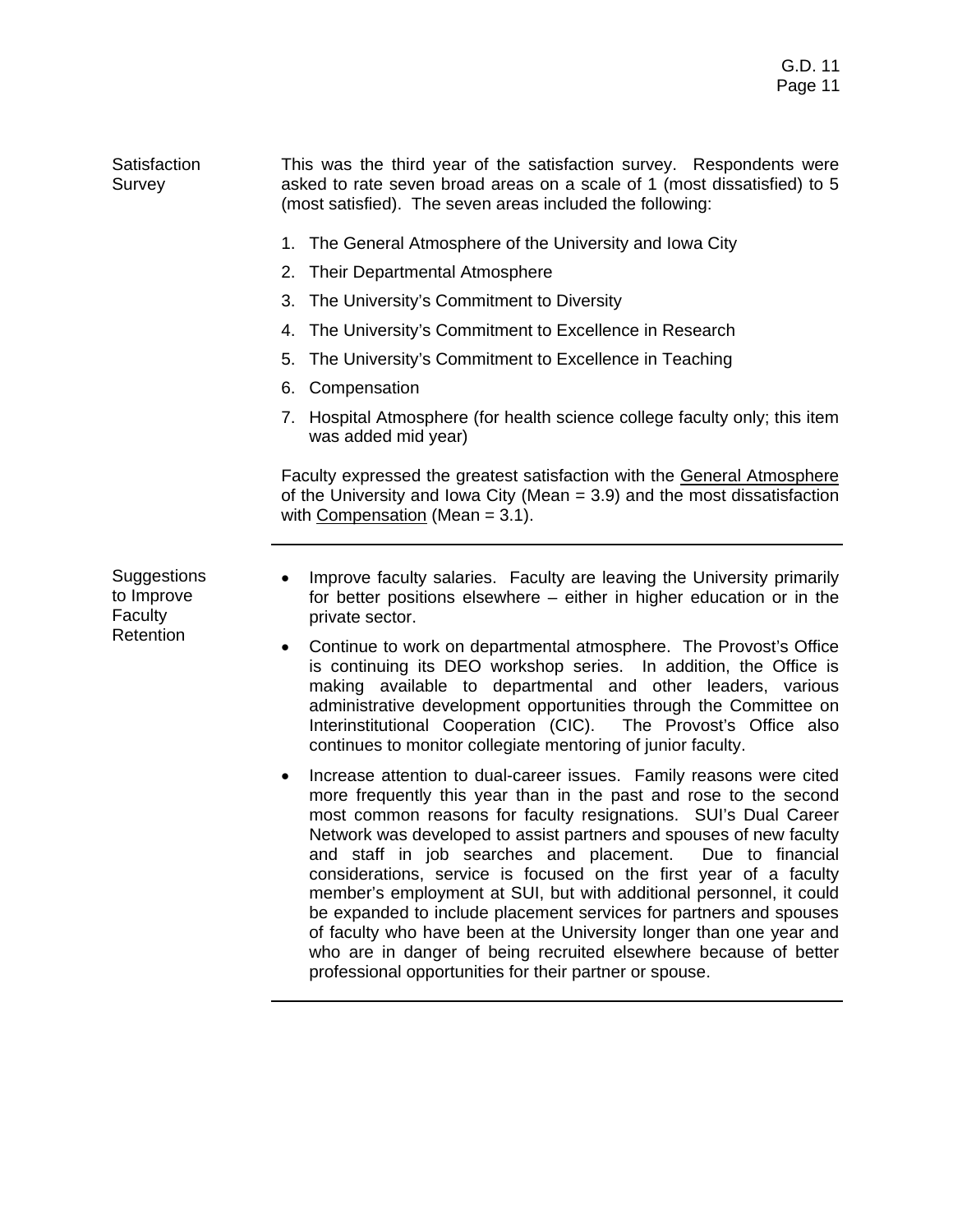## Satisfaction Survey

This was the third year of the satisfaction survey. Respondents were asked to rate seven broad areas on a scale of 1 (most dissatisfied) to 5 (most satisfied). The seven areas included the following:

1. The General Atmosphere of the University and Iowa City
2. Their Departmental Atmosphere
3. The University's Commitment to Diversity
4. The University's Commitment to Excellence in Research
5. The University's Commitment to Excellence in Teaching
6. Compensation
7. Hospital Atmosphere (for health science college faculty only; this item was added mid year)

Faculty expressed the greatest satisfaction with the <u>General Atmosphere</u> of the University and Iowa City (Mean = 3.9) and the most dissatisfaction with <u>Compensation</u> (Mean = 3.1).

---

## Suggestions to Improve Faculty Retention

- Improve faculty salaries. Faculty are leaving the University primarily for better positions elsewhere – either in higher education or in the private sector.
- Continue to work on departmental atmosphere. The Provost's Office is continuing its DEO workshop series. In addition, the Office is making available to departmental and other leaders, various administrative development opportunities through the Committee on Interinstitutional Cooperation (CIC). The Provost's Office also continues to monitor collegiate mentoring of junior faculty.
- Increase attention to dual-career issues. Family reasons were cited more frequently this year than in the past and rose to the second most common reasons for faculty resignations. SUI's Dual Career Network was developed to assist partners and spouses of new faculty and staff in job searches and placement. Due to financial considerations, service is focused on the first year of a faculty member's employment at SUI, but with additional personnel, it could be expanded to include placement services for partners and spouses of faculty who have been at the University longer than one year and who are in danger of being recruited elsewhere because of better professional opportunities for their partner or spouse.

---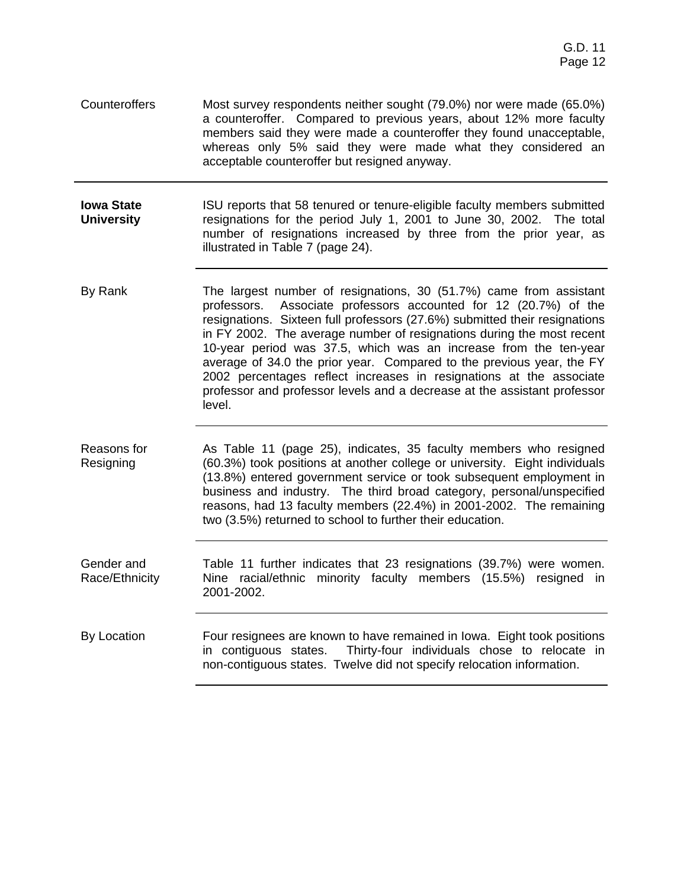**Counteroffers**

Most survey respondents neither sought (79.0%) nor were made (65.0%) a counteroffer. Compared to previous years, about 12% more faculty members said they were made a counteroffer they found unacceptable, whereas only 5% said they were made what they considered an acceptable counteroffer but resigned anyway.

---

## Iowa State University

ISU reports that 58 tenured or tenure-eligible faculty members submitted resignations for the period July 1, 2001 to June 30, 2002. The total number of resignations increased by three from the prior year, as illustrated in Table 7 (page 24).

---

**By Rank**

The largest number of resignations, 30 (51.7%) came from assistant professors. Associate professors accounted for 12 (20.7%) of the resignations. Sixteen full professors (27.6%) submitted their resignations in FY 2002. The average number of resignations during the most recent 10-year period was 37.5, which was an increase from the ten-year average of 34.0 the prior year. Compared to the previous year, the FY 2002 percentages reflect increases in resignations at the associate professor and professor levels and a decrease at the assistant professor level.

---

**Reasons for Resigning**

As Table 11 (page 25), indicates, 35 faculty members who resigned (60.3%) took positions at another college or university. Eight individuals (13.8%) entered government service or took subsequent employment in business and industry. The third broad category, personal/unspecified reasons, had 13 faculty members (22.4%) in 2001-2002. The remaining two (3.5%) returned to school to further their education.

---

**Gender and Race/Ethnicity**

Table 11 further indicates that 23 resignations (39.7%) were women. Nine racial/ethnic minority faculty members (15.5%) resigned in 2001-2002.

---

**By Location**

Four resignees are known to have remained in Iowa. Eight took positions in contiguous states. Thirty-four individuals chose to relocate in non-contiguous states. Twelve did not specify relocation information.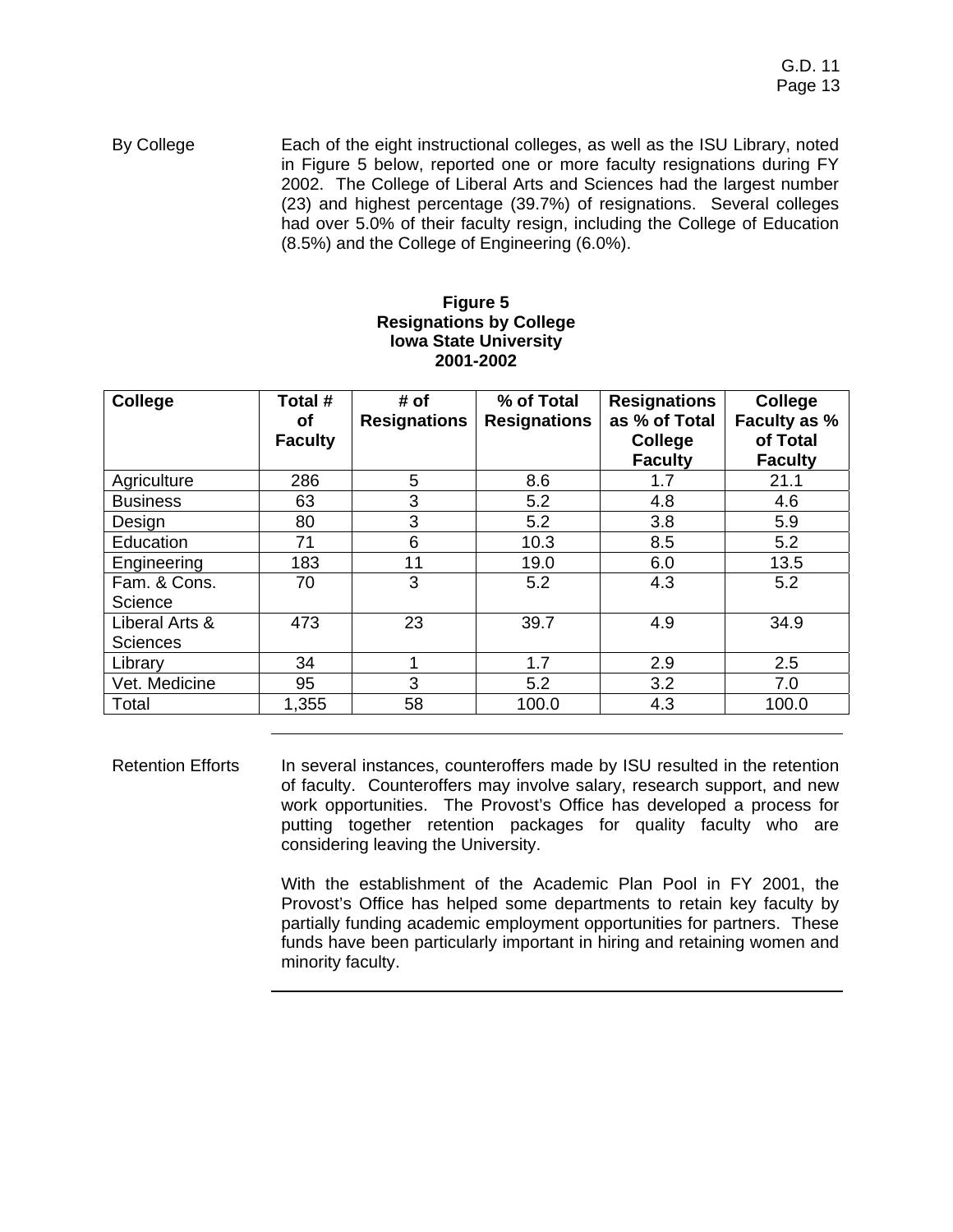By College

Each of the eight instructional colleges, as well as the ISU Library, noted in Figure 5 below, reported one or more faculty resignations during FY 2002. The College of Liberal Arts and Sciences had the largest number (23) and highest percentage (39.7%) of resignations. Several colleges had over 5.0% of their faculty resign, including the College of Education (8.5%) and the College of Engineering (6.0%).

**Figure 5**
**Resignations by College**
**Iowa State University**
**2001-2002**

| College | Total # of Faculty | # of Resignations | % of Total Resignations | Resignations as % of Total College Faculty | College Faculty as % of Total Faculty |
|---|---|---|---|---|---|
| Agriculture | 286 | 5 | 8.6 | 1.7 | 21.1 |
| Business | 63 | 3 | 5.2 | 4.8 | 4.6 |
| Design | 80 | 3 | 5.2 | 3.8 | 5.9 |
| Education | 71 | 6 | 10.3 | 8.5 | 5.2 |
| Engineering | 183 | 11 | 19.0 | 6.0 | 13.5 |
| Fam. & Cons. Science | 70 | 3 | 5.2 | 4.3 | 5.2 |
| Liberal Arts & Sciences | 473 | 23 | 39.7 | 4.9 | 34.9 |
| Library | 34 | 1 | 1.7 | 2.9 | 2.5 |
| Vet. Medicine | 95 | 3 | 5.2 | 3.2 | 7.0 |
| Total | 1,355 | 58 | 100.0 | 4.3 | 100.0 |

Retention Efforts

In several instances, counteroffers made by ISU resulted in the retention of faculty. Counteroffers may involve salary, research support, and new work opportunities. The Provost's Office has developed a process for putting together retention packages for quality faculty who are considering leaving the University.

With the establishment of the Academic Plan Pool in FY 2001, the Provost's Office has helped some departments to retain key faculty by partially funding academic employment opportunities for partners. These funds have been particularly important in hiring and retaining women and minority faculty.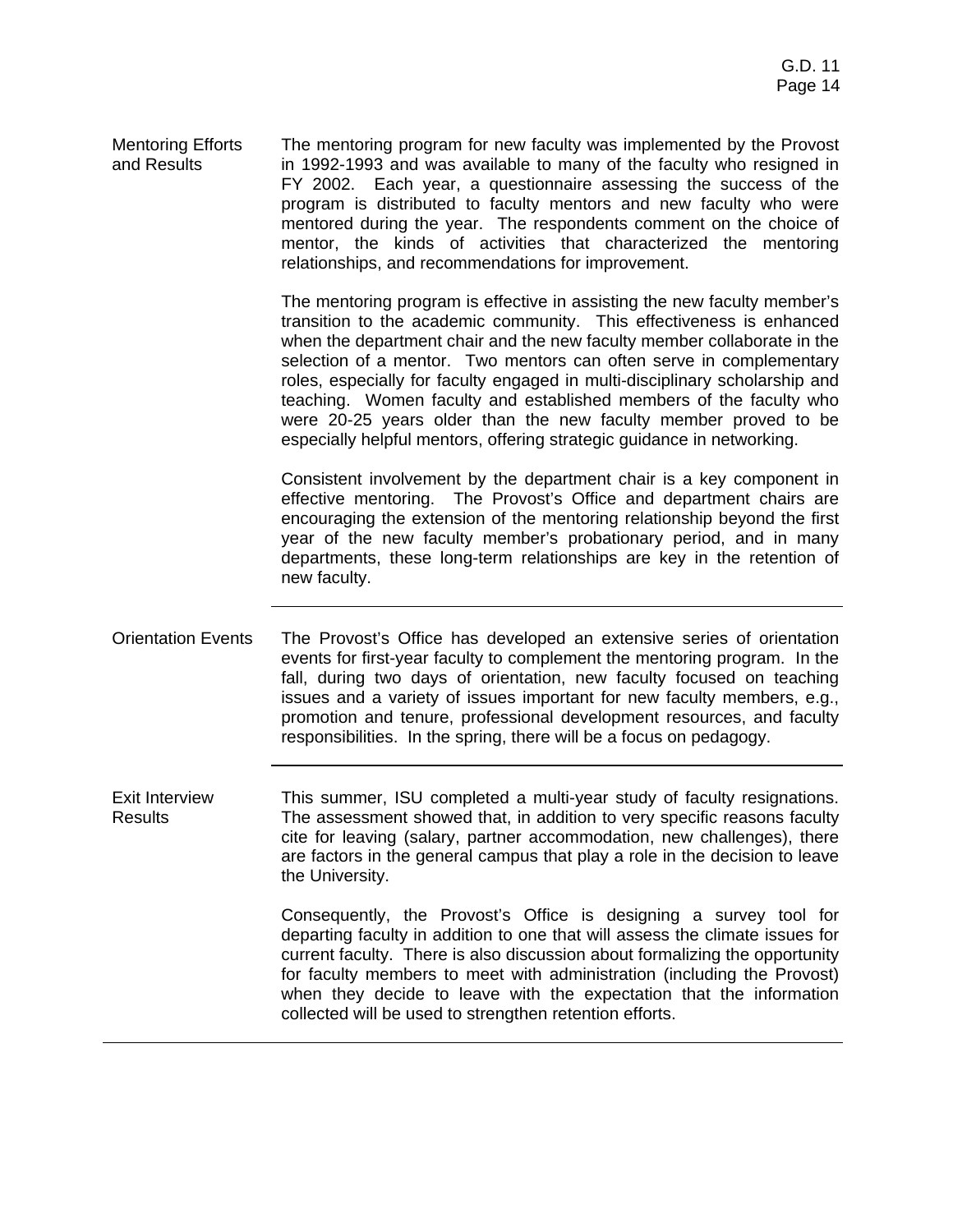## Mentoring Efforts and Results

The mentoring program for new faculty was implemented by the Provost in 1992-1993 and was available to many of the faculty who resigned in FY 2002. Each year, a questionnaire assessing the success of the program is distributed to faculty mentors and new faculty who were mentored during the year. The respondents comment on the choice of mentor, the kinds of activities that characterized the mentoring relationships, and recommendations for improvement.

The mentoring program is effective in assisting the new faculty member's transition to the academic community. This effectiveness is enhanced when the department chair and the new faculty member collaborate in the selection of a mentor. Two mentors can often serve in complementary roles, especially for faculty engaged in multi-disciplinary scholarship and teaching. Women faculty and established members of the faculty who were 20-25 years older than the new faculty member proved to be especially helpful mentors, offering strategic guidance in networking.

Consistent involvement by the department chair is a key component in effective mentoring. The Provost's Office and department chairs are encouraging the extension of the mentoring relationship beyond the first year of the new faculty member's probationary period, and in many departments, these long-term relationships are key in the retention of new faculty.

---

## Orientation Events

The Provost's Office has developed an extensive series of orientation events for first-year faculty to complement the mentoring program. In the fall, during two days of orientation, new faculty focused on teaching issues and a variety of issues important for new faculty members, e.g., promotion and tenure, professional development resources, and faculty responsibilities. In the spring, there will be a focus on pedagogy.

---

## Exit Interview Results

This summer, ISU completed a multi-year study of faculty resignations. The assessment showed that, in addition to very specific reasons faculty cite for leaving (salary, partner accommodation, new challenges), there are factors in the general campus that play a role in the decision to leave the University.

Consequently, the Provost's Office is designing a survey tool for departing faculty in addition to one that will assess the climate issues for current faculty. There is also discussion about formalizing the opportunity for faculty members to meet with administration (including the Provost) when they decide to leave with the expectation that the information collected will be used to strengthen retention efforts.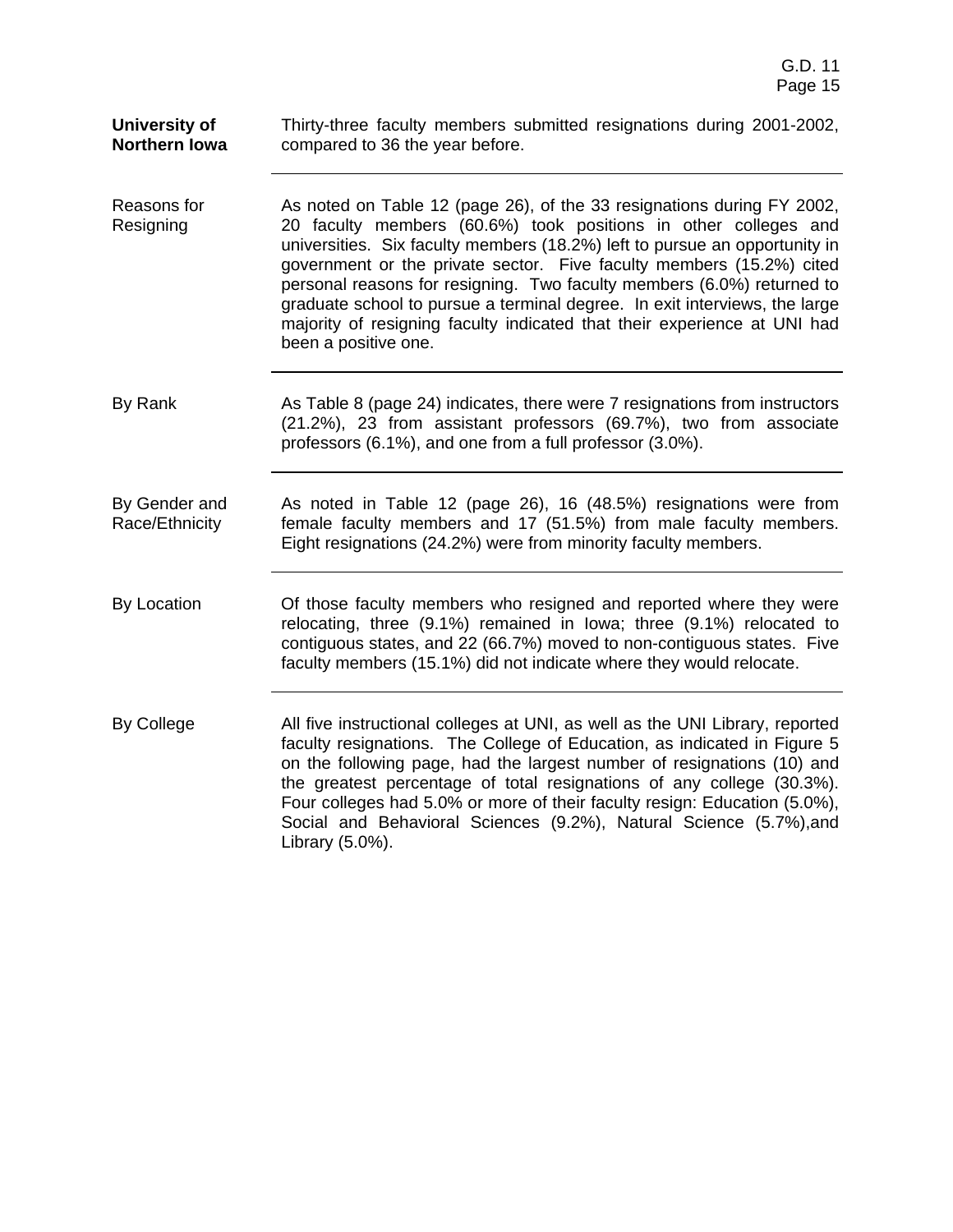**University of Northern Iowa**

Thirty-three faculty members submitted resignations during 2001-2002, compared to 36 the year before.

---

Reasons for Resigning

As noted on Table 12 (page 26), of the 33 resignations during FY 2002, 20 faculty members (60.6%) took positions in other colleges and universities. Six faculty members (18.2%) left to pursue an opportunity in government or the private sector. Five faculty members (15.2%) cited personal reasons for resigning. Two faculty members (6.0%) returned to graduate school to pursue a terminal degree. In exit interviews, the large majority of resigning faculty indicated that their experience at UNI had been a positive one.

---

By Rank

As Table 8 (page 24) indicates, there were 7 resignations from instructors (21.2%), 23 from assistant professors (69.7%), two from associate professors (6.1%), and one from a full professor (3.0%).

---

By Gender and Race/Ethnicity

As noted in Table 12 (page 26), 16 (48.5%) resignations were from female faculty members and 17 (51.5%) from male faculty members. Eight resignations (24.2%) were from minority faculty members.

---

By Location

Of those faculty members who resigned and reported where they were relocating, three (9.1%) remained in Iowa; three (9.1%) relocated to contiguous states, and 22 (66.7%) moved to non-contiguous states. Five faculty members (15.1%) did not indicate where they would relocate.

---

By College

All five instructional colleges at UNI, as well as the UNI Library, reported faculty resignations. The College of Education, as indicated in Figure 5 on the following page, had the largest number of resignations (10) and the greatest percentage of total resignations of any college (30.3%). Four colleges had 5.0% or more of their faculty resign: Education (5.0%), Social and Behavioral Sciences (9.2%), Natural Science (5.7%),and Library (5.0%).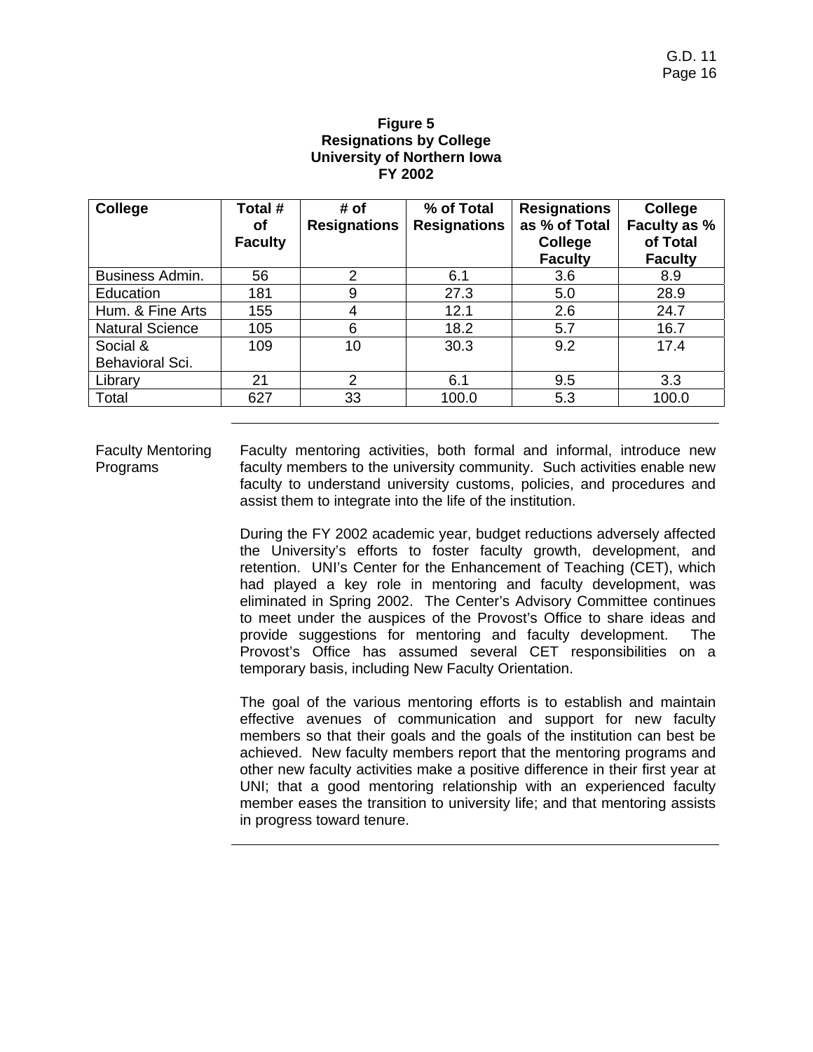**Figure 5**
**Resignations by College**
**University of Northern Iowa**
**FY 2002**

| College | Total # of Faculty | # of Resignations | % of Total Resignations | Resignations as % of Total College Faculty | College Faculty as % of Total Faculty |
|---|---|---|---|---|---|
| Business Admin. | 56 | 2 | 6.1 | 3.6 | 8.9 |
| Education | 181 | 9 | 27.3 | 5.0 | 28.9 |
| Hum. & Fine Arts | 155 | 4 | 12.1 | 2.6 | 24.7 |
| Natural Science | 105 | 6 | 18.2 | 5.7 | 16.7 |
| Social & Behavioral Sci. | 109 | 10 | 30.3 | 9.2 | 17.4 |
| Library | 21 | 2 | 6.1 | 9.5 | 3.3 |
| Total | 627 | 33 | 100.0 | 5.3 | 100.0 |

---

**Faculty Mentoring Programs**

Faculty mentoring activities, both formal and informal, introduce new faculty members to the university community. Such activities enable new faculty to understand university customs, policies, and procedures and assist them to integrate into the life of the institution.

During the FY 2002 academic year, budget reductions adversely affected the University's efforts to foster faculty growth, development, and retention. UNI's Center for the Enhancement of Teaching (CET), which had played a key role in mentoring and faculty development, was eliminated in Spring 2002. The Center's Advisory Committee continues to meet under the auspices of the Provost's Office to share ideas and provide suggestions for mentoring and faculty development. The Provost's Office has assumed several CET responsibilities on a temporary basis, including New Faculty Orientation.

The goal of the various mentoring efforts is to establish and maintain effective avenues of communication and support for new faculty members so that their goals and the goals of the institution can best be achieved. New faculty members report that the mentoring programs and other new faculty activities make a positive difference in their first year at UNI; that a good mentoring relationship with an experienced faculty member eases the transition to university life; and that mentoring assists in progress toward tenure.

---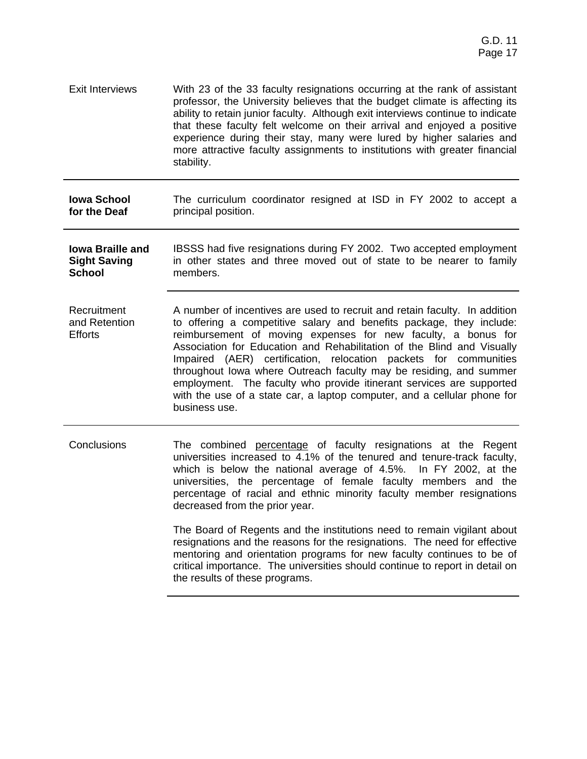**Exit Interviews**

With 23 of the 33 faculty resignations occurring at the rank of assistant professor, the University believes that the budget climate is affecting its ability to retain junior faculty. Although exit interviews continue to indicate that these faculty felt welcome on their arrival and enjoyed a positive experience during their stay, many were lured by higher salaries and more attractive faculty assignments to institutions with greater financial stability.

---

## Iowa School for the Deaf

The curriculum coordinator resigned at ISD in FY 2002 to accept a principal position.

---

## Iowa Braille and Sight Saving School

IBSSS had five resignations during FY 2002. Two accepted employment in other states and three moved out of state to be nearer to family members.

---

**Recruitment and Retention Efforts**

A number of incentives are used to recruit and retain faculty. In addition to offering a competitive salary and benefits package, they include: reimbursement of moving expenses for new faculty, a bonus for Association for Education and Rehabilitation of the Blind and Visually Impaired (AER) certification, relocation packets for communities throughout Iowa where Outreach faculty may be residing, and summer employment. The faculty who provide itinerant services are supported with the use of a state car, a laptop computer, and a cellular phone for business use.

---

**Conclusions**

The combined <u>percentage</u> of faculty resignations at the Regent universities increased to 4.1% of the tenured and tenure-track faculty, which is below the national average of 4.5%. In FY 2002, at the universities, the percentage of female faculty members and the percentage of racial and ethnic minority faculty member resignations decreased from the prior year.

The Board of Regents and the institutions need to remain vigilant about resignations and the reasons for the resignations. The need for effective mentoring and orientation programs for new faculty continues to be of critical importance. The universities should continue to report in detail on the results of these programs.

---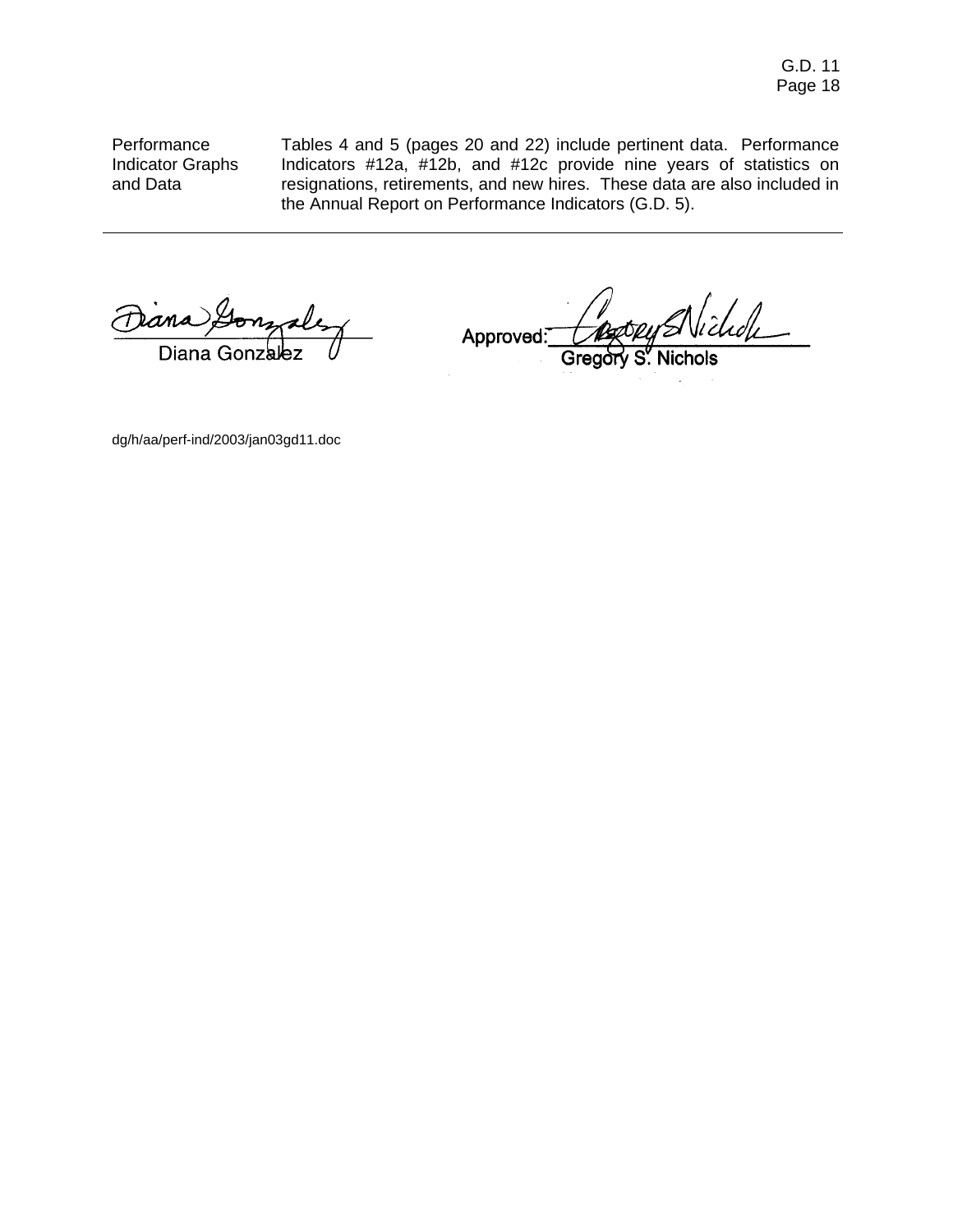**Performance Indicator Graphs and Data**

Tables 4 and 5 (pages 20 and 22) include pertinent data. Performance Indicators #12a, #12b, and #12c provide nine years of statistics on resignations, retirements, and new hires. These data are also included in the Annual Report on Performance Indicators (G.D. 5).

---

Diana Gonzalez

Approved: Gregory S. Nichols

dg/h/aa/perf-ind/2003/jan03gd11.doc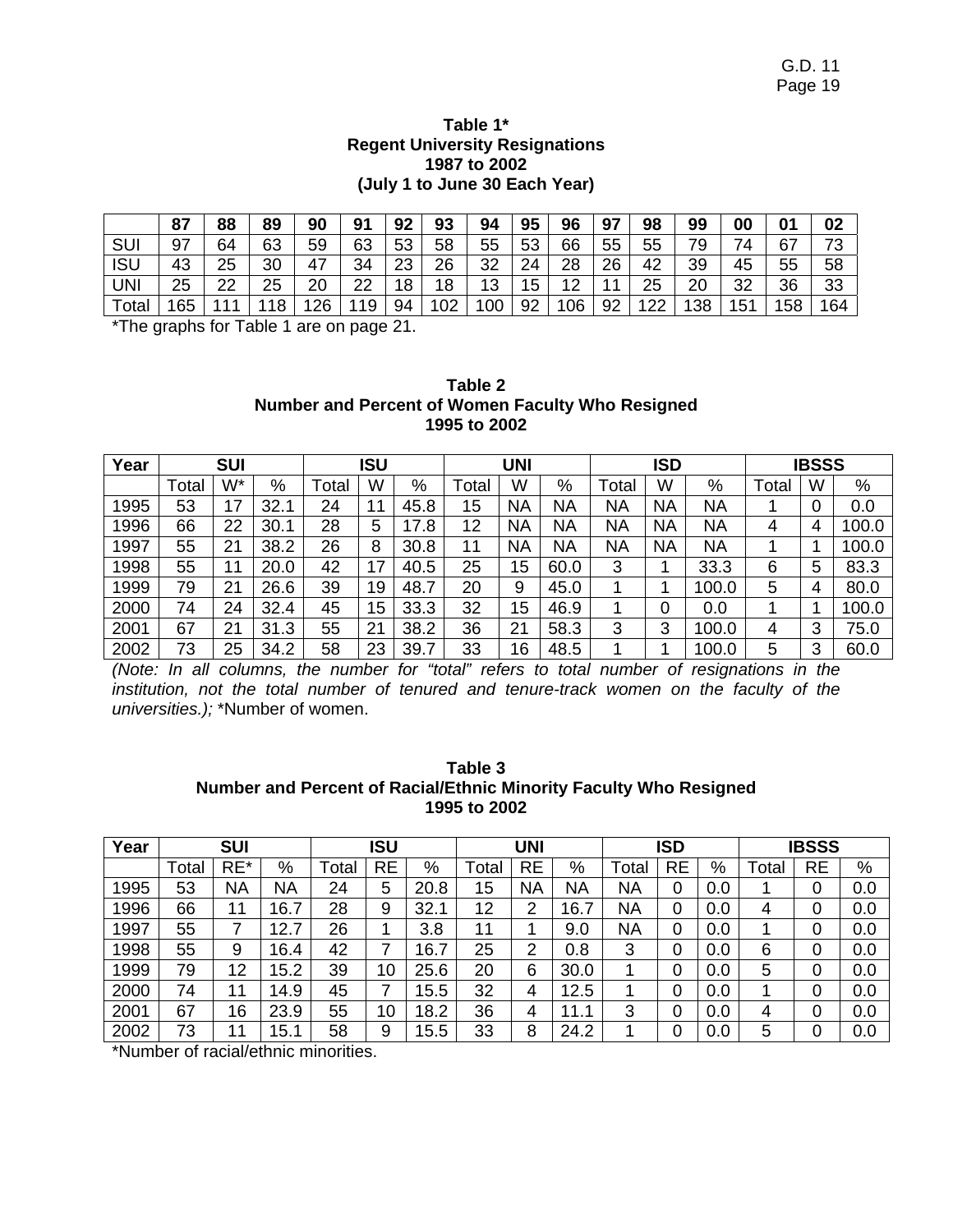**Table 1***
**Regent University Resignations**
**1987 to 2002**
**(July 1 to June 30 Each Year)**

| | **87** | **88** | **89** | **90** | **91** | **92** | **93** | **94** | **95** | **96** | **97** | **98** | **99** | **00** | **01** | **02** |
|---|---|---|---|---|---|---|---|---|---|---|---|---|---|---|---|---|
| SUI | 97 | 64 | 63 | 59 | 63 | 53 | 58 | 55 | 53 | 66 | 55 | 55 | 79 | 74 | 67 | 73 |
| ISU | 43 | 25 | 30 | 47 | 34 | 23 | 26 | 32 | 24 | 28 | 26 | 42 | 39 | 45 | 55 | 58 |
| UNI | 25 | 22 | 25 | 20 | 22 | 18 | 18 | 13 | 15 | 12 | 11 | 25 | 20 | 32 | 36 | 33 |
| Total | 165 | 111 | 118 | 126 | 119 | 94 | 102 | 100 | 92 | 106 | 92 | 122 | 138 | 151 | 158 | 164 |

*The graphs for Table 1 are on page 21.

**Table 2**
**Number and Percent of Women Faculty Who Resigned**
**1995 to 2002**

| **Year** | **SUI** | | | **ISU** | | | **UNI** | | | **ISD** | | | **IBSSS** | | |
|---|---|---|---|---|---|---|---|---|---|---|---|---|---|---|---|
| | Total | W* | % | Total | W | % | Total | W | % | Total | W | % | Total | W | % |
| 1995 | 53 | 17 | 32.1 | 24 | 11 | 45.8 | 15 | NA | NA | NA | NA | NA | 1 | 0 | 0.0 |
| 1996 | 66 | 22 | 30.1 | 28 | 5 | 17.8 | 12 | NA | NA | NA | NA | NA | 4 | 4 | 100.0 |
| 1997 | 55 | 21 | 38.2 | 26 | 8 | 30.8 | 11 | NA | NA | NA | NA | NA | 1 | 1 | 100.0 |
| 1998 | 55 | 11 | 20.0 | 42 | 17 | 40.5 | 25 | 15 | 60.0 | 3 | 1 | 33.3 | 6 | 5 | 83.3 |
| 1999 | 79 | 21 | 26.6 | 39 | 19 | 48.7 | 20 | 9 | 45.0 | 1 | 1 | 100.0 | 5 | 4 | 80.0 |
| 2000 | 74 | 24 | 32.4 | 45 | 15 | 33.3 | 32 | 15 | 46.9 | 1 | 0 | 0.0 | 1 | 1 | 100.0 |
| 2001 | 67 | 21 | 31.3 | 55 | 21 | 38.2 | 36 | 21 | 58.3 | 3 | 3 | 100.0 | 4 | 3 | 75.0 |
| 2002 | 73 | 25 | 34.2 | 58 | 23 | 39.7 | 33 | 16 | 48.5 | 1 | 1 | 100.0 | 5 | 3 | 60.0 |

*(Note: In all columns, the number for "total" refers to total number of resignations in the institution, not the total number of tenured and tenure-track women on the faculty of the universities.);* *Number of women.

**Table 3**
**Number and Percent of Racial/Ethnic Minority Faculty Who Resigned**
**1995 to 2002**

| **Year** | **SUI** | | | **ISU** | | | **UNI** | | | **ISD** | | | **IBSSS** | | |
|---|---|---|---|---|---|---|---|---|---|---|---|---|---|---|---|
| | Total | RE* | % | Total | RE | % | Total | RE | % | Total | RE | % | Total | RE | % |
| 1995 | 53 | NA | NA | 24 | 5 | 20.8 | 15 | NA | NA | NA | 0 | 0.0 | 1 | 0 | 0.0 |
| 1996 | 66 | 11 | 16.7 | 28 | 9 | 32.1 | 12 | 2 | 16.7 | NA | 0 | 0.0 | 4 | 0 | 0.0 |
| 1997 | 55 | 7 | 12.7 | 26 | 1 | 3.8 | 11 | 1 | 9.0 | NA | 0 | 0.0 | 1 | 0 | 0.0 |
| 1998 | 55 | 9 | 16.4 | 42 | 7 | 16.7 | 25 | 2 | 0.8 | 3 | 0 | 0.0 | 6 | 0 | 0.0 |
| 1999 | 79 | 12 | 15.2 | 39 | 10 | 25.6 | 20 | 6 | 30.0 | 1 | 0 | 0.0 | 5 | 0 | 0.0 |
| 2000 | 74 | 11 | 14.9 | 45 | 7 | 15.5 | 32 | 4 | 12.5 | 1 | 0 | 0.0 | 1 | 0 | 0.0 |
| 2001 | 67 | 16 | 23.9 | 55 | 10 | 18.2 | 36 | 4 | 11.1 | 3 | 0 | 0.0 | 4 | 0 | 0.0 |
| 2002 | 73 | 11 | 15.1 | 58 | 9 | 15.5 | 33 | 8 | 24.2 | 1 | 0 | 0.0 | 5 | 0 | 0.0 |

*Number of racial/ethnic minorities.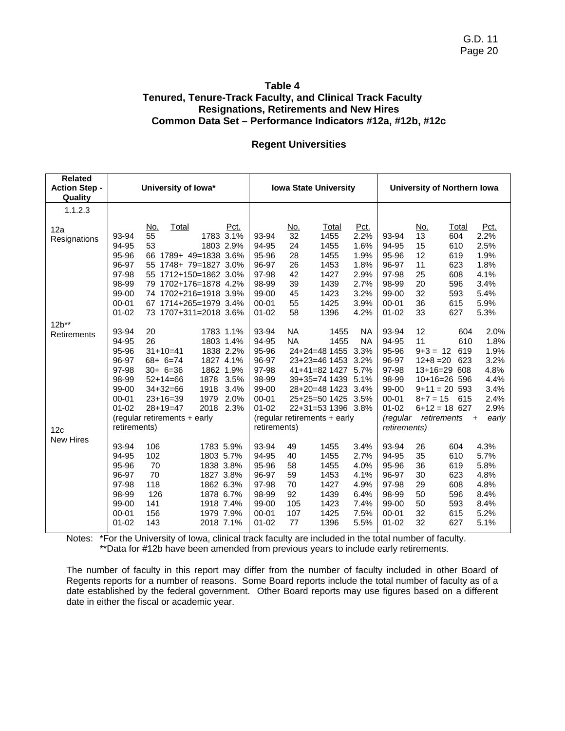## Table 4
## Tenured, Tenure-Track Faculty, and Clinical Track Faculty Resignations, Retirements and New Hires
## Common Data Set – Performance Indicators #12a, #12b, #12c

### Regent Universities

| Related Action Step - Quality | University of Iowa* | | | | Iowa State University | | | | University of Northern Iowa | | | |
|---|---|---|---|---|---|---|---|---|---|---|---|---|
| 1.1.2.3 | | | | | | | | | | | | |
| 12a Resignations | | No. | Total | Pct. | | No. | Total | Pct. | | No. | Total | Pct. |
| | 93-94 | 55 | 1783 | 3.1% | 93-94 | 32 | 1455 | 2.2% | 93-94 | 13 | 604 | 2.2% |
| | 94-95 | 53 | 1803 | 2.9% | 94-95 | 24 | 1455 | 1.6% | 94-95 | 15 | 610 | 2.5% |
| | 95-96 | 66 | 1789+ 49=1838 | 3.6% | 95-96 | 28 | 1455 | 1.9% | 95-96 | 12 | 619 | 1.9% |
| | 96-97 | 55 | 1748+ 79=1827 | 3.0% | 96-97 | 26 | 1453 | 1.8% | 96-97 | 11 | 623 | 1.8% |
| | 97-98 | 55 | 1712+150=1862 | 3.0% | 97-98 | 42 | 1427 | 2.9% | 97-98 | 25 | 608 | 4.1% |
| | 98-99 | 79 | 1702+176=1878 | 4.2% | 98-99 | 39 | 1439 | 2.7% | 98-99 | 20 | 596 | 3.4% |
| | 99-00 | 74 | 1702+216=1918 | 3.9% | 99-00 | 45 | 1423 | 3.2% | 99-00 | 32 | 593 | 5.4% |
| | 00-01 | 67 | 1714+265=1979 | 3.4% | 00-01 | 55 | 1425 | 3.9% | 00-01 | 36 | 615 | 5.9% |
| | 01-02 | 73 | 1707+311=2018 | 3.6% | 01-02 | 58 | 1396 | 4.2% | 01-02 | 33 | 627 | 5.3% |
| 12b** Retirements | 93-94 | 20 | 1783 | 1.1% | 93-94 | NA | 1455 | NA | 93-94 | 12 | 604 | 2.0% |
| | 94-95 | 26 | 1803 | 1.4% | 94-95 | NA | 1455 | NA | 94-95 | 11 | 610 | 1.8% |
| | 95-96 | 31+10=41 | 1838 | 2.2% | 95-96 | 24+24=48 | 1455 | 3.3% | 95-96 | 9+3 = 12 | 619 | 1.9% |
| | 96-97 | 68+ 6=74 | 1827 | 4.1% | 96-97 | 23+23=46 | 1453 | 3.2% | 96-97 | 12+8 =20 | 623 | 3.2% |
| | 97-98 | 30+ 6=36 | 1862 | 1.9% | 97-98 | 41+41=82 | 1427 | 5.7% | 97-98 | 13+16=29 | 608 | 4.8% |
| | 98-99 | 52+14=66 | 1878 | 3.5% | 98-99 | 39+35=74 | 1439 | 5.1% | 98-99 | 10+16=26 | 596 | 4.4% |
| | 99-00 | 34+32=66 | 1918 | 3.4% | 99-00 | 28+20=48 | 1423 | 3.4% | 99-00 | 9+11 = 20 | 593 | 3.4% |
| | 00-01 | 23+16=39 | 1979 | 2.0% | 00-01 | 25+25=50 | 1425 | 3.5% | 00-01 | 8+7 = 15 | 615 | 2.4% |
| | 01-02 | 28+19=47 | 2018 | 2.3% | 01-02 | 22+31=53 | 1396 | 3.8% | 01-02 | 6+12 = 18 | 627 | 2.9% |
| | (regular retirements + early retirements) | | | | (regular retirements + early retirements) | | | | *(regular retirements + early retirements)* | | | |
| 12c New Hires | 93-94 | 106 | 1783 | 5.9% | 93-94 | 49 | 1455 | 3.4% | 93-94 | 26 | 604 | 4.3% |
| | 94-95 | 102 | 1803 | 5.7% | 94-95 | 40 | 1455 | 2.7% | 94-95 | 35 | 610 | 5.7% |
| | 95-96 | 70 | 1838 | 3.8% | 95-96 | 58 | 1455 | 4.0% | 95-96 | 36 | 619 | 5.8% |
| | 96-97 | 70 | 1827 | 3.8% | 96-97 | 59 | 1453 | 4.1% | 96-97 | 30 | 623 | 4.8% |
| | 97-98 | 118 | 1862 | 6.3% | 97-98 | 70 | 1427 | 4.9% | 97-98 | 29 | 608 | 4.8% |
| | 98-99 | 126 | 1878 | 6.7% | 98-99 | 92 | 1439 | 6.4% | 98-99 | 50 | 596 | 8.4% |
| | 99-00 | 141 | 1918 | 7.4% | 99-00 | 105 | 1423 | 7.4% | 99-00 | 50 | 593 | 8.4% |
| | 00-01 | 156 | 1979 | 7.9% | 00-01 | 107 | 1425 | 7.5% | 00-01 | 32 | 615 | 5.2% |
| | 01-02 | 143 | 2018 | 7.1% | 01-02 | 77 | 1396 | 5.5% | 01-02 | 32 | 627 | 5.1% |

Notes: *For the University of Iowa, clinical track faculty are included in the total number of faculty.
**Data for #12b have been amended from previous years to include early retirements.

The number of faculty in this report may differ from the number of faculty included in other Board of Regents reports for a number of reasons. Some Board reports include the total number of faculty as of a date established by the federal government. Other Board reports may use figures based on a different date in either the fiscal or academic year.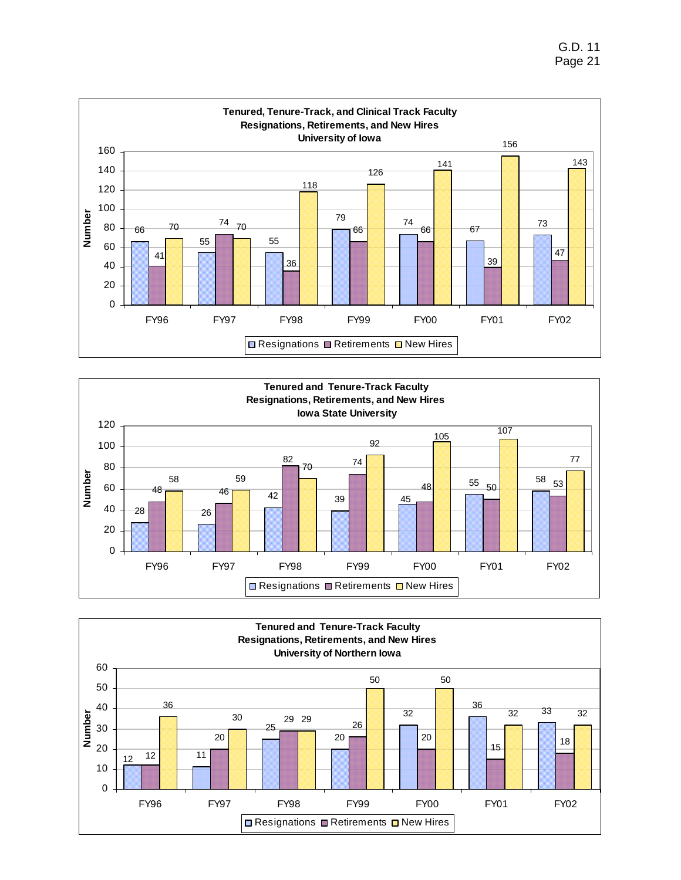**Tenured, Tenure-Track, and Clinical Track Faculty**
**Resignations, Retirements, and New Hires**
**University of Iowa**

| | FY96 | FY97 | FY98 | FY99 | FY00 | FY01 | FY02 |
|---|---|---|---|---|---|---|---|
| Resignations | 66 | 55 | 55 | 79 | 74 | 67 | 73 |
| Retirements | 41 | 74 | 36 | 66 | 66 | 39 | 47 |
| New Hires | 70 | 70 | 118 | 126 | 141 | 156 | 143 |

**Tenured and Tenure-Track Faculty**
**Resignations, Retirements, and New Hires**
**Iowa State University**

| | FY96 | FY97 | FY98 | FY99 | FY00 | FY01 | FY02 |
|---|---|---|---|---|---|---|---|
| Resignations | 28 | 26 | 42 | 39 | 45 | 55 | 58 |
| Retirements | 48 | 46 | 82 | 74 | 48 | 50 | 53 |
| New Hires | 58 | 59 | 70 | 92 | 105 | 107 | 77 |

**Tenured and Tenure-Track Faculty**
**Resignations, Retirements, and New Hires**
**University of Northern Iowa**

| | FY96 | FY97 | FY98 | FY99 | FY00 | FY01 | FY02 |
|---|---|---|---|---|---|---|---|
| Resignations | 12 | 11 | 25 | 20 | 32 | 36 | 33 |
| Retirements | 12 | 20 | 29 | 26 | 20 | 15 | 18 |
| New Hires | 36 | 30 | 29 | 50 | 50 | 32 | 32 |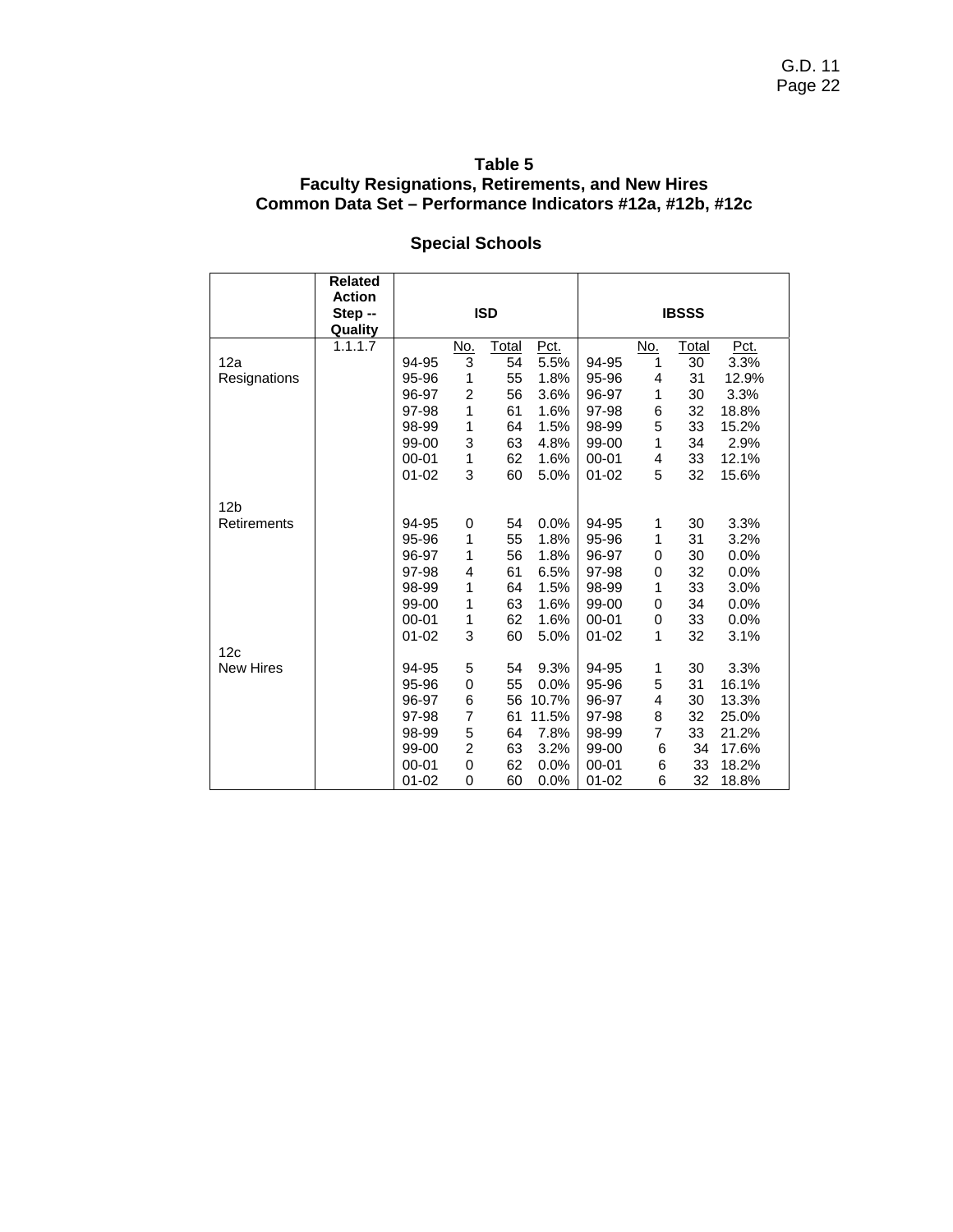**Table 5**
**Faculty Resignations, Retirements, and New Hires**
**Common Data Set – Performance Indicators #12a, #12b, #12c**

## Special Schools

| | Related Action Step -- Quality | ISD | | | | IBSSS | | | |
|---|---|---|---|---|---|---|---|---|---|
| | 1.1.1.7 | | No. | Total | Pct. | | No. | Total | Pct. |
| 12a Resignations | | 94-95 | 3 | 54 | 5.5% | 94-95 | 1 | 30 | 3.3% |
| | | 95-96 | 1 | 55 | 1.8% | 95-96 | 4 | 31 | 12.9% |
| | | 96-97 | 2 | 56 | 3.6% | 96-97 | 1 | 30 | 3.3% |
| | | 97-98 | 1 | 61 | 1.6% | 97-98 | 6 | 32 | 18.8% |
| | | 98-99 | 1 | 64 | 1.5% | 98-99 | 5 | 33 | 15.2% |
| | | 99-00 | 3 | 63 | 4.8% | 99-00 | 1 | 34 | 2.9% |
| | | 00-01 | 1 | 62 | 1.6% | 00-01 | 4 | 33 | 12.1% |
| | | 01-02 | 3 | 60 | 5.0% | 01-02 | 5 | 32 | 15.6% |
| 12b Retirements | | 94-95 | 0 | 54 | 0.0% | 94-95 | 1 | 30 | 3.3% |
| | | 95-96 | 1 | 55 | 1.8% | 95-96 | 1 | 31 | 3.2% |
| | | 96-97 | 1 | 56 | 1.8% | 96-97 | 0 | 30 | 0.0% |
| | | 97-98 | 4 | 61 | 6.5% | 97-98 | 0 | 32 | 0.0% |
| | | 98-99 | 1 | 64 | 1.5% | 98-99 | 1 | 33 | 3.0% |
| | | 99-00 | 1 | 63 | 1.6% | 99-00 | 0 | 34 | 0.0% |
| | | 00-01 | 1 | 62 | 1.6% | 00-01 | 0 | 33 | 0.0% |
| | | 01-02 | 3 | 60 | 5.0% | 01-02 | 1 | 32 | 3.1% |
| 12c New Hires | | 94-95 | 5 | 54 | 9.3% | 94-95 | 1 | 30 | 3.3% |
| | | 95-96 | 0 | 55 | 0.0% | 95-96 | 5 | 31 | 16.1% |
| | | 96-97 | 6 | 56 | 10.7% | 96-97 | 4 | 30 | 13.3% |
| | | 97-98 | 7 | 61 | 11.5% | 97-98 | 8 | 32 | 25.0% |
| | | 98-99 | 5 | 64 | 7.8% | 98-99 | 7 | 33 | 21.2% |
| | | 99-00 | 2 | 63 | 3.2% | 99-00 | 6 | 34 | 17.6% |
| | | 00-01 | 0 | 62 | 0.0% | 00-01 | 6 | 33 | 18.2% |
| | | 01-02 | 0 | 60 | 0.0% | 01-02 | 6 | 32 | 18.8% |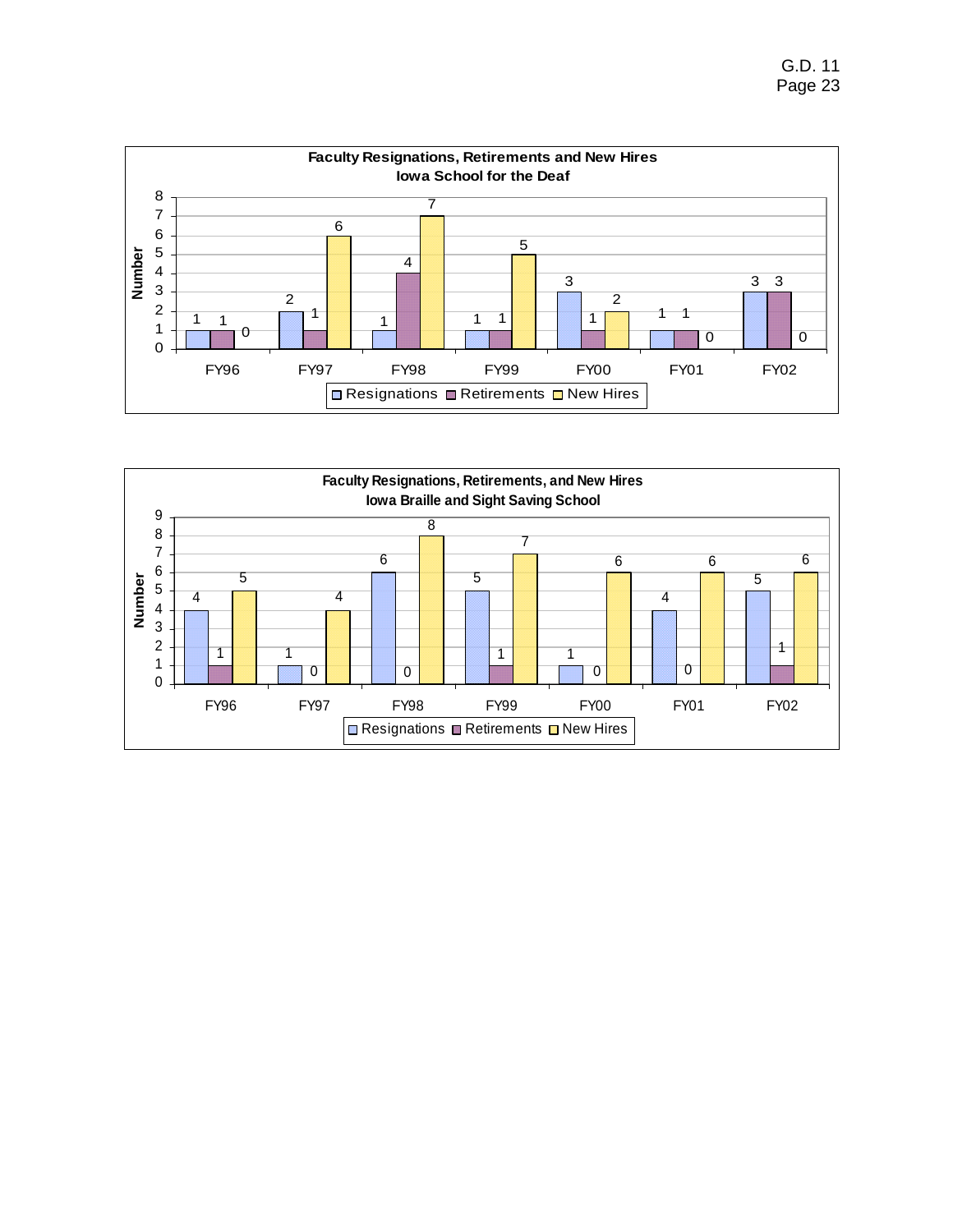**Faculty Resignations, Retirements and New Hires**
**Iowa School for the Deaf**

| | FY96 | FY97 | FY98 | FY99 | FY00 | FY01 | FY02 |
|---|---|---|---|---|---|---|---|
| Resignations | 1 | 2 | 1 | 1 | 3 | 1 | 3 |
| Retirements | 1 | 1 | 4 | 1 | 1 | 1 | 3 |
| New Hires | 0 | 6 | 7 | 5 | 2 | 0 | 0 |

**Faculty Resignations, Retirements, and New Hires**
**Iowa Braille and Sight Saving School**

| | FY96 | FY97 | FY98 | FY99 | FY00 | FY01 | FY02 |
|---|---|---|---|---|---|---|---|
| Resignations | 4 | 1 | 6 | 5 | 1 | 4 | 5 |
| Retirements | 1 | 0 | 0 | 1 | 0 | 0 | 1 |
| New Hires | 5 | 4 | 8 | 7 | 6 | 6 | 6 |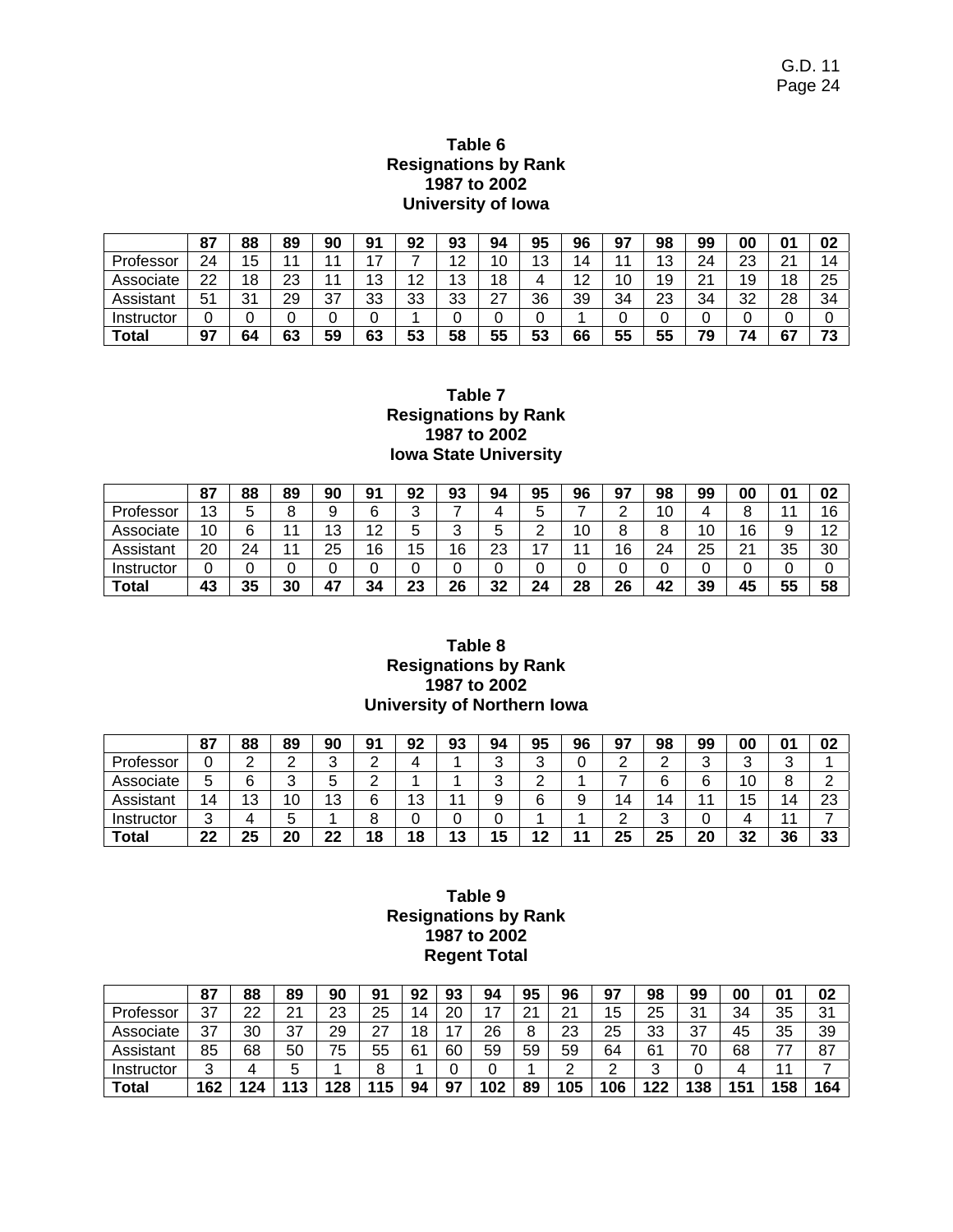**Table 6**
**Resignations by Rank**
**1987 to 2002**
**University of Iowa**

| | 87 | 88 | 89 | 90 | 91 | 92 | 93 | 94 | 95 | 96 | 97 | 98 | 99 | 00 | 01 | 02 |
|---|---|---|---|---|---|---|---|---|---|---|---|---|---|---|---|---|
| Professor | 24 | 15 | 11 | 11 | 17 | 7 | 12 | 10 | 13 | 14 | 11 | 13 | 24 | 23 | 21 | 14 |
| Associate | 22 | 18 | 23 | 11 | 13 | 12 | 13 | 18 | 4 | 12 | 10 | 19 | 21 | 19 | 18 | 25 |
| Assistant | 51 | 31 | 29 | 37 | 33 | 33 | 33 | 27 | 36 | 39 | 34 | 23 | 34 | 32 | 28 | 34 |
| Instructor | 0 | 0 | 0 | 0 | 0 | 1 | 0 | 0 | 0 | 1 | 0 | 0 | 0 | 0 | 0 | 0 |
| **Total** | **97** | **64** | **63** | **59** | **63** | **53** | **58** | **55** | **53** | **66** | **55** | **55** | **79** | **74** | **67** | **73** |

**Table 7**
**Resignations by Rank**
**1987 to 2002**
**Iowa State University**

| | 87 | 88 | 89 | 90 | 91 | 92 | 93 | 94 | 95 | 96 | 97 | 98 | 99 | 00 | 01 | 02 |
|---|---|---|---|---|---|---|---|---|---|---|---|---|---|---|---|---|
| Professor | 13 | 5 | 8 | 9 | 6 | 3 | 7 | 4 | 5 | 7 | 2 | 10 | 4 | 8 | 11 | 16 |
| Associate | 10 | 6 | 11 | 13 | 12 | 5 | 3 | 5 | 2 | 10 | 8 | 8 | 10 | 16 | 9 | 12 |
| Assistant | 20 | 24 | 11 | 25 | 16 | 15 | 16 | 23 | 17 | 11 | 16 | 24 | 25 | 21 | 35 | 30 |
| Instructor | 0 | 0 | 0 | 0 | 0 | 0 | 0 | 0 | 0 | 0 | 0 | 0 | 0 | 0 | 0 | 0 |
| **Total** | **43** | **35** | **30** | **47** | **34** | **23** | **26** | **32** | **24** | **28** | **26** | **42** | **39** | **45** | **55** | **58** |

**Table 8**
**Resignations by Rank**
**1987 to 2002**
**University of Northern Iowa**

| | 87 | 88 | 89 | 90 | 91 | 92 | 93 | 94 | 95 | 96 | 97 | 98 | 99 | 00 | 01 | 02 |
|---|---|---|---|---|---|---|---|---|---|---|---|---|---|---|---|---|
| Professor | 0 | 2 | 2 | 3 | 2 | 4 | 1 | 3 | 3 | 0 | 2 | 2 | 3 | 3 | 3 | 1 |
| Associate | 5 | 6 | 3 | 5 | 2 | 1 | 1 | 3 | 2 | 1 | 7 | 6 | 6 | 10 | 8 | 2 |
| Assistant | 14 | 13 | 10 | 13 | 6 | 13 | 11 | 9 | 6 | 9 | 14 | 14 | 11 | 15 | 14 | 23 |
| Instructor | 3 | 4 | 5 | 1 | 8 | 0 | 0 | 0 | 1 | 1 | 2 | 3 | 0 | 4 | 11 | 7 |
| **Total** | **22** | **25** | **20** | **22** | **18** | **18** | **13** | **15** | **12** | **11** | **25** | **25** | **20** | **32** | **36** | **33** |

**Table 9**
**Resignations by Rank**
**1987 to 2002**
**Regent Total**

| | 87 | 88 | 89 | 90 | 91 | 92 | 93 | 94 | 95 | 96 | 97 | 98 | 99 | 00 | 01 | 02 |
|---|---|---|---|---|---|---|---|---|---|---|---|---|---|---|---|---|
| Professor | 37 | 22 | 21 | 23 | 25 | 14 | 20 | 17 | 21 | 21 | 15 | 25 | 31 | 34 | 35 | 31 |
| Associate | 37 | 30 | 37 | 29 | 27 | 18 | 17 | 26 | 8 | 23 | 25 | 33 | 37 | 45 | 35 | 39 |
| Assistant | 85 | 68 | 50 | 75 | 55 | 61 | 60 | 59 | 59 | 59 | 64 | 61 | 70 | 68 | 77 | 87 |
| Instructor | 3 | 4 | 5 | 1 | 8 | 1 | 0 | 0 | 1 | 2 | 2 | 3 | 0 | 4 | 11 | 7 |
| **Total** | **162** | **124** | **113** | **128** | **115** | **94** | **97** | **102** | **89** | **105** | **106** | **122** | **138** | **151** | **158** | **164** |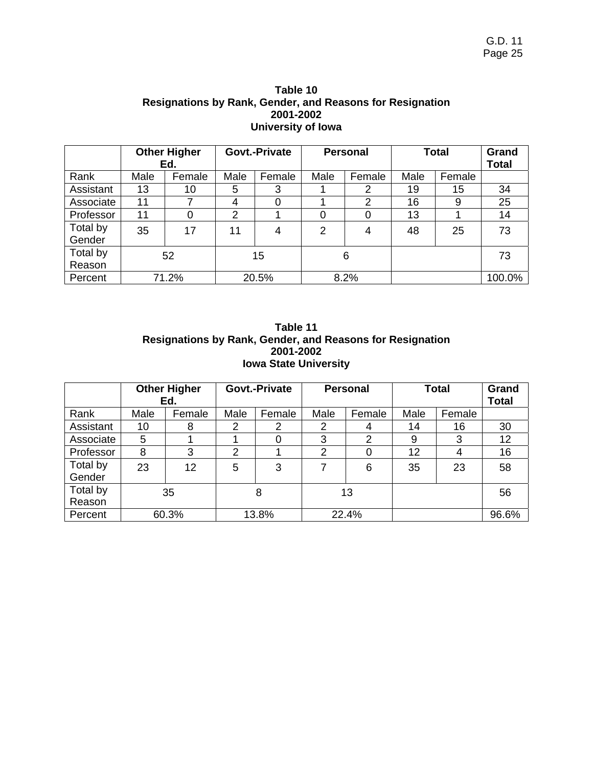**Table 10**
**Resignations by Rank, Gender, and Reasons for Resignation**
**2001-2002**
**University of Iowa**

| | **Other Higher Ed.** | | **Govt.-Private** | | **Personal** | | **Total** | | **Grand Total** |
|---|---|---|---|---|---|---|---|---|---|
| Rank | Male | Female | Male | Female | Male | Female | Male | Female | |
| Assistant | 13 | 10 | 5 | 3 | 1 | 2 | 19 | 15 | 34 |
| Associate | 11 | 7 | 4 | 0 | 1 | 2 | 16 | 9 | 25 |
| Professor | 11 | 0 | 2 | 1 | 0 | 0 | 13 | 1 | 14 |
| Total by Gender | 35 | 17 | 11 | 4 | 2 | 4 | 48 | 25 | 73 |
| Total by Reason | 52 | | 15 | | 6 | | | | 73 |
| Percent | 71.2% | | 20.5% | | 8.2% | | | | 100.0% |

**Table 11**
**Resignations by Rank, Gender, and Reasons for Resignation**
**2001-2002**
**Iowa State University**

| | **Other Higher Ed.** | | **Govt.-Private** | | **Personal** | | **Total** | | **Grand Total** |
|---|---|---|---|---|---|---|---|---|---|
| Rank | Male | Female | Male | Female | Male | Female | Male | Female | |
| Assistant | 10 | 8 | 2 | 2 | 2 | 4 | 14 | 16 | 30 |
| Associate | 5 | 1 | 1 | 0 | 3 | 2 | 9 | 3 | 12 |
| Professor | 8 | 3 | 2 | 1 | 2 | 0 | 12 | 4 | 16 |
| Total by Gender | 23 | 12 | 5 | 3 | 7 | 6 | 35 | 23 | 58 |
| Total by Reason | 35 | | 8 | | 13 | | | | 56 |
| Percent | 60.3% | | 13.8% | | 22.4% | | | | 96.6% |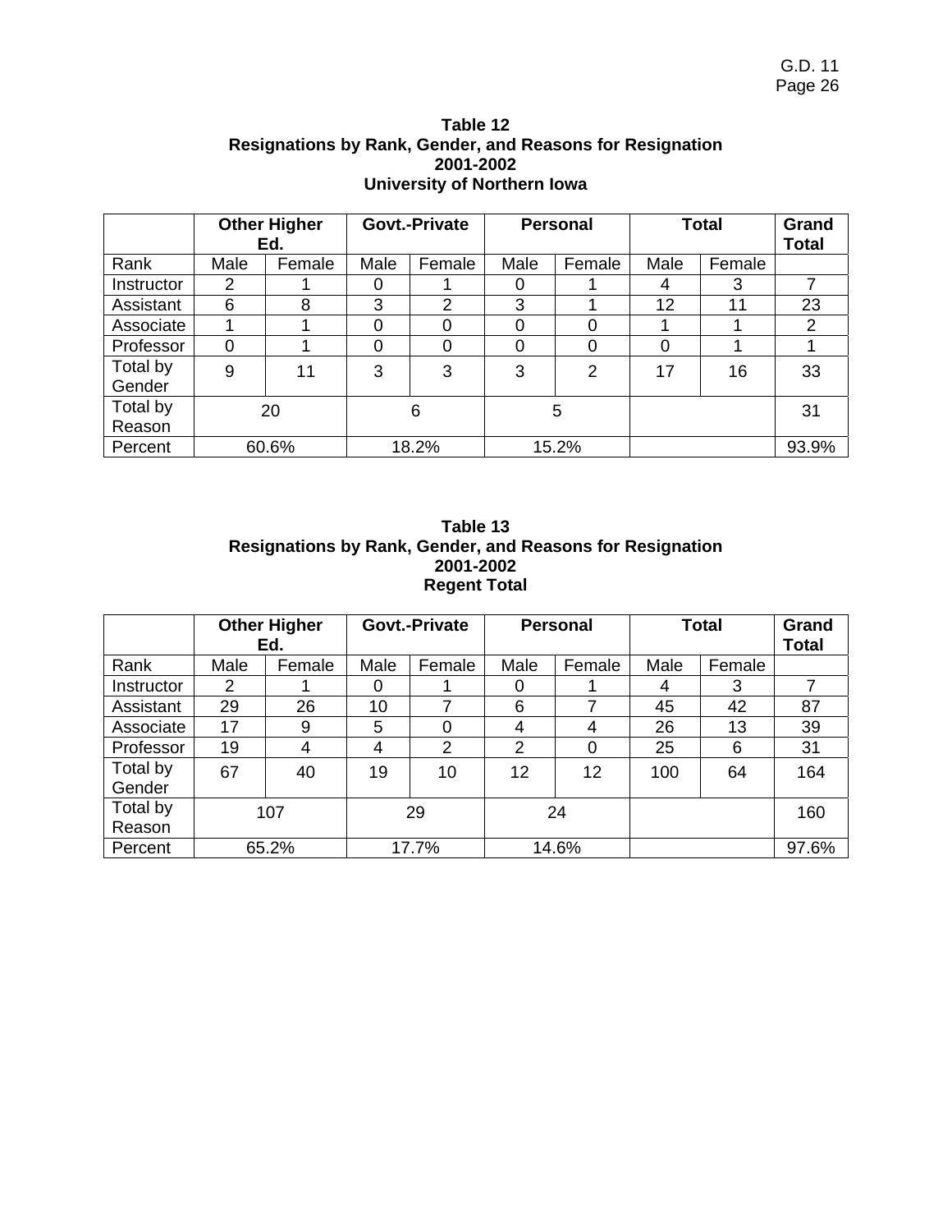**Table 12**
**Resignations by Rank, Gender, and Reasons for Resignation**
**2001-2002**
**University of Northern Iowa**

| | **Other Higher Ed.** | | **Govt.-Private** | | **Personal** | | **Total** | | **Grand Total** |
|---|---|---|---|---|---|---|---|---|---|
| Rank | Male | Female | Male | Female | Male | Female | Male | Female | |
| Instructor | 2 | 1 | 0 | 1 | 0 | 1 | 4 | 3 | 7 |
| Assistant | 6 | 8 | 3 | 2 | 3 | 1 | 12 | 11 | 23 |
| Associate | 1 | 1 | 0 | 0 | 0 | 0 | 1 | 1 | 2 |
| Professor | 0 | 1 | 0 | 0 | 0 | 0 | 0 | 1 | 1 |
| Total by Gender | 9 | 11 | 3 | 3 | 3 | 2 | 17 | 16 | 33 |
| Total by Reason | 20 | | 6 | | 5 | | | | 31 |
| Percent | 60.6% | | 18.2% | | 15.2% | | | | 93.9% |

**Table 13**
**Resignations by Rank, Gender, and Reasons for Resignation**
**2001-2002**
**Regent Total**

| | **Other Higher Ed.** | | **Govt.-Private** | | **Personal** | | **Total** | | **Grand Total** |
|---|---|---|---|---|---|---|---|---|---|
| Rank | Male | Female | Male | Female | Male | Female | Male | Female | |
| Instructor | 2 | 1 | 0 | 1 | 0 | 1 | 4 | 3 | 7 |
| Assistant | 29 | 26 | 10 | 7 | 6 | 7 | 45 | 42 | 87 |
| Associate | 17 | 9 | 5 | 0 | 4 | 4 | 26 | 13 | 39 |
| Professor | 19 | 4 | 4 | 2 | 2 | 0 | 25 | 6 | 31 |
| Total by Gender | 67 | 40 | 19 | 10 | 12 | 12 | 100 | 64 | 164 |
| Total by Reason | 107 | | 29 | | 24 | | | | 160 |
| Percent | 65.2% | | 17.7% | | 14.6% | | | | 97.6% |